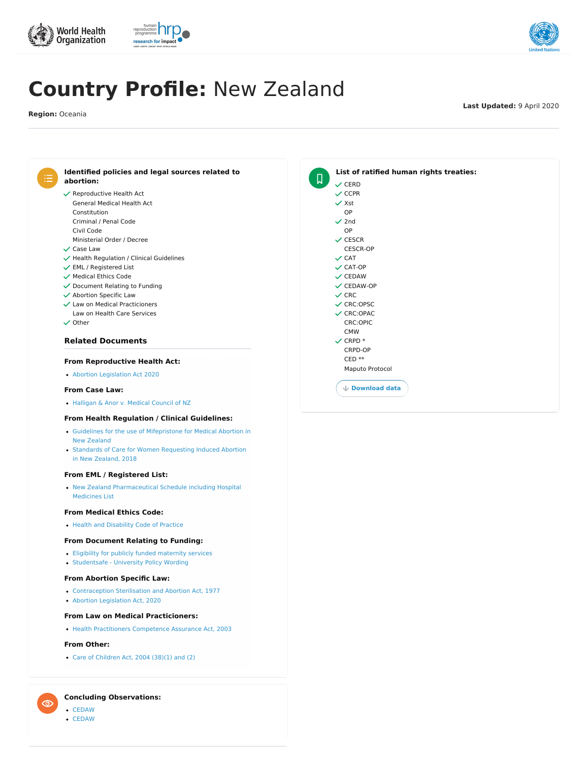# Country Profile: New Zealand

**Region:** Oceania

**Last Updated:** 9 April 2020

## Identified policies and legal sources related to abortion:

- ✓ Reproductive Health Act
- General Medical Health Act
- Constitution
- Criminal / Penal Code
- Civil Code
- Ministerial Order / Decree
- ✓ Case Law
- ✓ Health Regulation / Clinical Guidelines
- ✓ EML / Registered List
- ✓ Medical Ethics Code
- ✓ Document Relating to Funding
- ✓ Abortion Specific Law
- ✓ Law on Medical Practicioners
- Law on Health Care Services
- ✓ Other

### Related Documents

**From Reproductive Health Act:**

- Abortion Legislation Act 2020

**From Case Law:**

- Halligan & Anor v. Medical Council of NZ

**From Health Regulation / Clinical Guidelines:**

- Guidelines for the use of Mifepristone for Medical Abortion in New Zealand
- Standards of Care for Women Requesting Induced Abortion in New Zealand, 2018

**From EML / Registered List:**

- New Zealand Pharmaceutical Schedule including Hospital Medicines List

**From Medical Ethics Code:**

- Health and Disability Code of Practice

**From Document Relating to Funding:**

- Eligibility for publicly funded maternity services
- Studentsafe - University Policy Wording

**From Abortion Specific Law:**

- Contraception Sterilisation and Abortion Act, 1977
- Abortion Legislation Act, 2020

**From Law on Medical Practicioners:**

- Health Practitioners Competence Assurance Act, 2003

**From Other:**

- Care of Children Act, 2004 (38)(1) and (2)

## List of ratified human rights treaties:

- ✓ CERD
- ✓ CCPR
- ✓ Xst OP
- ✓ 2nd OP
- ✓ CESCR
- CESCR-OP
- ✓ CAT
- ✓ CAT-OP
- ✓ CEDAW
- ✓ CEDAW-OP
- ✓ CRC
- ✓ CRC:OPSC
- ✓ CRC:OPAC
- CRC:OPIC
- CMW
- ✓ CRPD *
- CRPD-OP
- CED **
- Maputo Protocol

Download data

## Concluding Observations:

- CEDAW
- CEDAW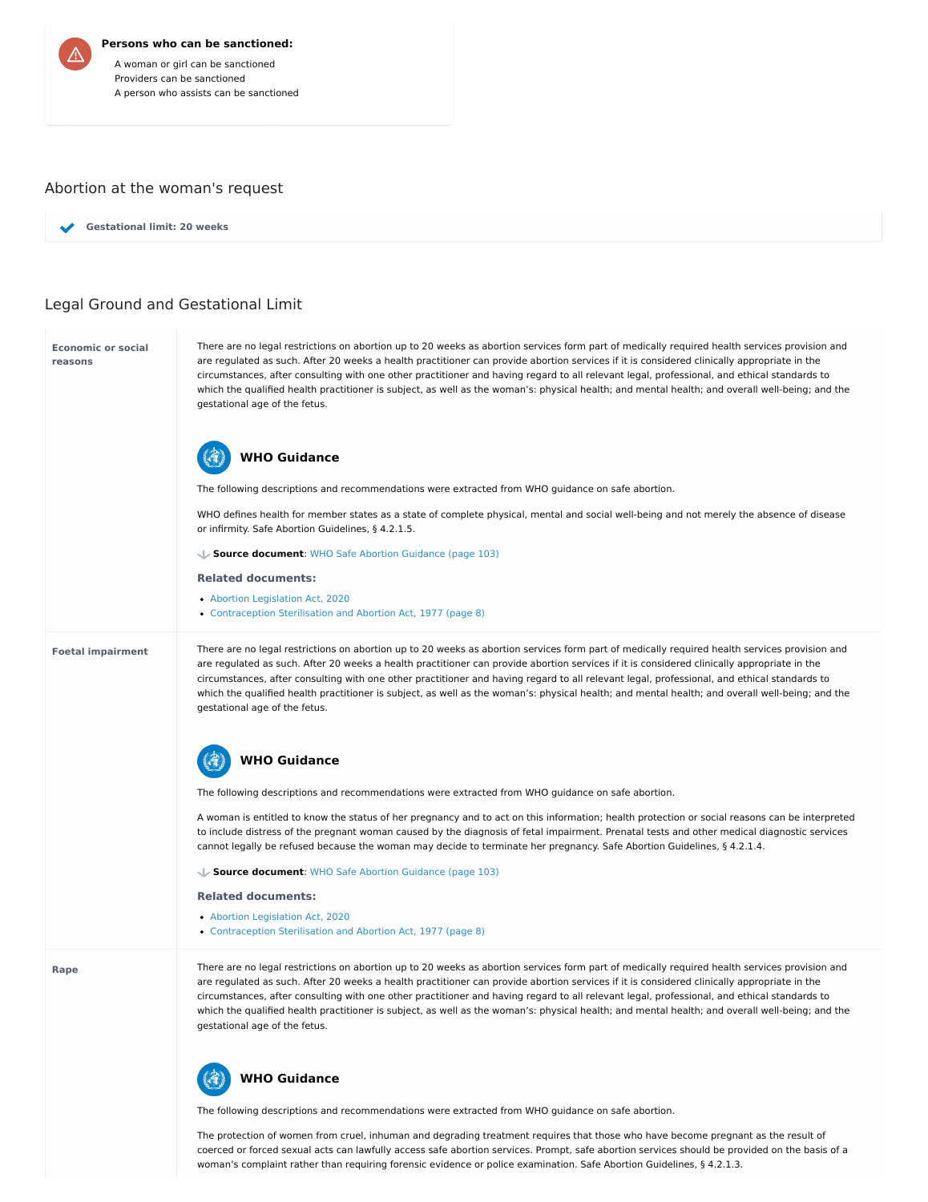**Persons who can be sanctioned:**

- A woman or girl can be sanctioned
- Providers can be sanctioned
- A person who assists can be sanctioned

## Abortion at the woman's request

**Gestational limit: 20 weeks**

## Legal Ground and Gestational Limit

**Economic or social reasons**

There are no legal restrictions on abortion up to 20 weeks as abortion services form part of medically required health services provision and are regulated as such. After 20 weeks a health practitioner can provide abortion services if it is considered clinically appropriate in the circumstances, after consulting with one other practitioner and having regard to all relevant legal, professional, and ethical standards to which the qualified health practitioner is subject, as well as the woman's: physical health; and mental health; and overall well-being; and the gestational age of the fetus.

### WHO Guidance

The following descriptions and recommendations were extracted from WHO guidance on safe abortion.

WHO defines health for member states as a state of complete physical, mental and social well-being and not merely the absence of disease or infirmity. Safe Abortion Guidelines, § 4.2.1.5.

**Source document**: WHO Safe Abortion Guidance (page 103)

**Related documents:**

- Abortion Legislation Act, 2020
- Contraception Sterilisation and Abortion Act, 1977 (page 8)

**Foetal impairment**

There are no legal restrictions on abortion up to 20 weeks as abortion services form part of medically required health services provision and are regulated as such. After 20 weeks a health practitioner can provide abortion services if it is considered clinically appropriate in the circumstances, after consulting with one other practitioner and having regard to all relevant legal, professional, and ethical standards to which the qualified health practitioner is subject, as well as the woman's: physical health; and mental health; and overall well-being; and the gestational age of the fetus.

### WHO Guidance

The following descriptions and recommendations were extracted from WHO guidance on safe abortion.

A woman is entitled to know the status of her pregnancy and to act on this information; health protection or social reasons can be interpreted to include distress of the pregnant woman caused by the diagnosis of fetal impairment. Prenatal tests and other medical diagnostic services cannot legally be refused because the woman may decide to terminate her pregnancy. Safe Abortion Guidelines, § 4.2.1.4.

**Source document**: WHO Safe Abortion Guidance (page 103)

**Related documents:**

- Abortion Legislation Act, 2020
- Contraception Sterilisation and Abortion Act, 1977 (page 8)

**Rape**

There are no legal restrictions on abortion up to 20 weeks as abortion services form part of medically required health services provision and are regulated as such. After 20 weeks a health practitioner can provide abortion services if it is considered clinically appropriate in the circumstances, after consulting with one other practitioner and having regard to all relevant legal, professional, and ethical standards to which the qualified health practitioner is subject, as well as the woman's: physical health; and mental health; and overall well-being; and the gestational age of the fetus.

### WHO Guidance

The following descriptions and recommendations were extracted from WHO guidance on safe abortion.

The protection of women from cruel, inhuman and degrading treatment requires that those who have become pregnant as the result of coerced or forced sexual acts can lawfully access safe abortion services. Prompt, safe abortion services should be provided on the basis of a woman's complaint rather than requiring forensic evidence or police examination. Safe Abortion Guidelines, § 4.2.1.3.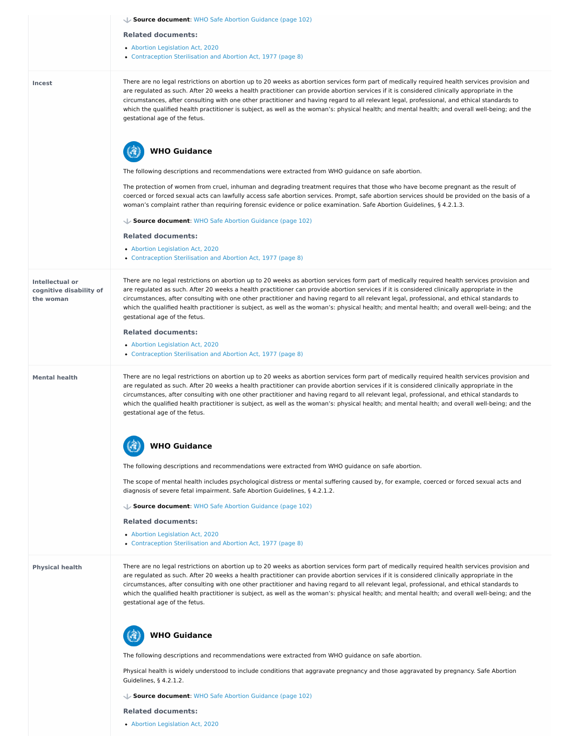**Source document**: WHO Safe Abortion Guidance (page 102)

**Related documents:**

- Abortion Legislation Act, 2020
- Contraception Sterilisation and Abortion Act, 1977 (page 8)

**Incest**

There are no legal restrictions on abortion up to 20 weeks as abortion services form part of medically required health services provision and are regulated as such. After 20 weeks a health practitioner can provide abortion services if it is considered clinically appropriate in the circumstances, after consulting with one other practitioner and having regard to all relevant legal, professional, and ethical standards to which the qualified health practitioner is subject, as well as the woman's: physical health; and mental health; and overall well-being; and the gestational age of the fetus.

**WHO Guidance**

The following descriptions and recommendations were extracted from WHO guidance on safe abortion.

The protection of women from cruel, inhuman and degrading treatment requires that those who have become pregnant as the result of coerced or forced sexual acts can lawfully access safe abortion services. Prompt, safe abortion services should be provided on the basis of a woman's complaint rather than requiring forensic evidence or police examination. Safe Abortion Guidelines, § 4.2.1.3.

**Source document**: WHO Safe Abortion Guidance (page 102)

**Related documents:**

- Abortion Legislation Act, 2020
- Contraception Sterilisation and Abortion Act, 1977 (page 8)

**Intellectual or cognitive disability of the woman**

There are no legal restrictions on abortion up to 20 weeks as abortion services form part of medically required health services provision and are regulated as such. After 20 weeks a health practitioner can provide abortion services if it is considered clinically appropriate in the circumstances, after consulting with one other practitioner and having regard to all relevant legal, professional, and ethical standards to which the qualified health practitioner is subject, as well as the woman's: physical health; and mental health; and overall well-being; and the gestational age of the fetus.

**Related documents:**

- Abortion Legislation Act, 2020
- Contraception Sterilisation and Abortion Act, 1977 (page 8)

**Mental health**

There are no legal restrictions on abortion up to 20 weeks as abortion services form part of medically required health services provision and are regulated as such. After 20 weeks a health practitioner can provide abortion services if it is considered clinically appropriate in the circumstances, after consulting with one other practitioner and having regard to all relevant legal, professional, and ethical standards to which the qualified health practitioner is subject, as well as the woman's: physical health; and mental health; and overall well-being; and the gestational age of the fetus.

**WHO Guidance**

The following descriptions and recommendations were extracted from WHO guidance on safe abortion.

The scope of mental health includes psychological distress or mental suffering caused by, for example, coerced or forced sexual acts and diagnosis of severe fetal impairment. Safe Abortion Guidelines, § 4.2.1.2.

**Source document**: WHO Safe Abortion Guidance (page 102)

**Related documents:**

- Abortion Legislation Act, 2020
- Contraception Sterilisation and Abortion Act, 1977 (page 8)

**Physical health**

There are no legal restrictions on abortion up to 20 weeks as abortion services form part of medically required health services provision and are regulated as such. After 20 weeks a health practitioner can provide abortion services if it is considered clinically appropriate in the circumstances, after consulting with one other practitioner and having regard to all relevant legal, professional, and ethical standards to which the qualified health practitioner is subject, as well as the woman's: physical health; and mental health; and overall well-being; and the gestational age of the fetus.

**WHO Guidance**

The following descriptions and recommendations were extracted from WHO guidance on safe abortion.

Physical health is widely understood to include conditions that aggravate pregnancy and those aggravated by pregnancy. Safe Abortion Guidelines, § 4.2.1.2.

**Source document**: WHO Safe Abortion Guidance (page 102)

**Related documents:**

- Abortion Legislation Act, 2020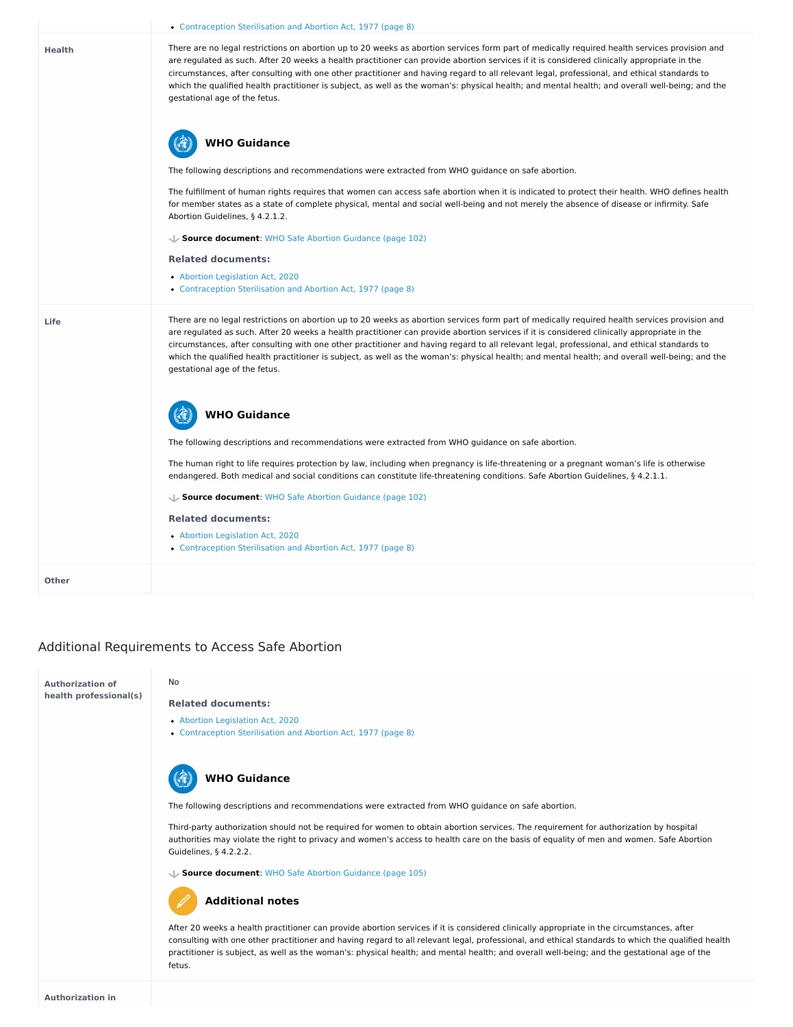- Contraception Sterilisation and Abortion Act, 1977 (page 8)

**Health**

There are no legal restrictions on abortion up to 20 weeks as abortion services form part of medically required health services provision and are regulated as such. After 20 weeks a health practitioner can provide abortion services if it is considered clinically appropriate in the circumstances, after consulting with one other practitioner and having regard to all relevant legal, professional, and ethical standards to which the qualified health practitioner is subject, as well as the woman's: physical health; and mental health; and overall well-being; and the gestational age of the fetus.

### WHO Guidance

The following descriptions and recommendations were extracted from WHO guidance on safe abortion.

The fulfillment of human rights requires that women can access safe abortion when it is indicated to protect their health. WHO defines health for member states as a state of complete physical, mental and social well-being and not merely the absence of disease or infirmity. Safe Abortion Guidelines, § 4.2.1.2.

**Source document**: WHO Safe Abortion Guidance (page 102)

**Related documents:**

- Abortion Legislation Act, 2020
- Contraception Sterilisation and Abortion Act, 1977 (page 8)

**Life**

There are no legal restrictions on abortion up to 20 weeks as abortion services form part of medically required health services provision and are regulated as such. After 20 weeks a health practitioner can provide abortion services if it is considered clinically appropriate in the circumstances, after consulting with one other practitioner and having regard to all relevant legal, professional, and ethical standards to which the qualified health practitioner is subject, as well as the woman's: physical health; and mental health; and overall well-being; and the gestational age of the fetus.

### WHO Guidance

The following descriptions and recommendations were extracted from WHO guidance on safe abortion.

The human right to life requires protection by law, including when pregnancy is life-threatening or a pregnant woman's life is otherwise endangered. Both medical and social conditions can constitute life-threatening conditions. Safe Abortion Guidelines, § 4.2.1.1.

**Source document**: WHO Safe Abortion Guidance (page 102)

**Related documents:**

- Abortion Legislation Act, 2020
- Contraception Sterilisation and Abortion Act, 1977 (page 8)

**Other**

## Additional Requirements to Access Safe Abortion

**Authorization of health professional(s)**

No

**Related documents:**

- Abortion Legislation Act, 2020
- Contraception Sterilisation and Abortion Act, 1977 (page 8)

### WHO Guidance

The following descriptions and recommendations were extracted from WHO guidance on safe abortion.

Third-party authorization should not be required for women to obtain abortion services. The requirement for authorization by hospital authorities may violate the right to privacy and women's access to health care on the basis of equality of men and women. Safe Abortion Guidelines, § 4.2.2.2.

**Source document**: WHO Safe Abortion Guidance (page 105)

### Additional notes

After 20 weeks a health practitioner can provide abortion services if it is considered clinically appropriate in the circumstances, after consulting with one other practitioner and having regard to all relevant legal, professional, and ethical standards to which the qualified health practitioner is subject, as well as the woman's: physical health; and mental health; and overall well-being; and the gestational age of the fetus.

**Authorization in**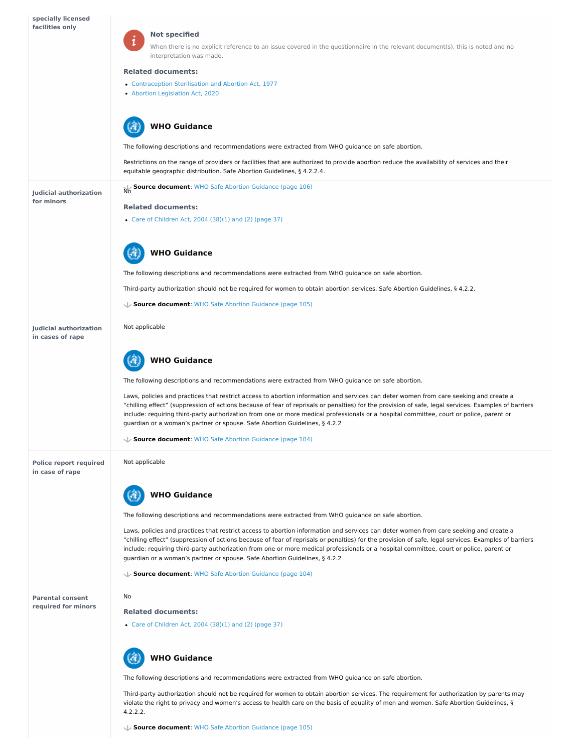**specially licensed facilities only**

**Not specified**

When there is no explicit reference to an issue covered in the questionnaire in the relevant document(s), this is noted and no interpretation was made.

**Related documents:**

- Contraception Sterilisation and Abortion Act, 1977
- Abortion Legislation Act, 2020

### WHO Guidance

The following descriptions and recommendations were extracted from WHO guidance on safe abortion.

Restrictions on the range of providers or facilities that are authorized to provide abortion reduce the availability of services and their equitable geographic distribution. Safe Abortion Guidelines, § 4.2.2.4.

**Source document**: WHO Safe Abortion Guidance (page 106)

**Judicial authorization for minors**

No

**Related documents:**

- Care of Children Act, 2004 (38)(1) and (2) (page 37)

### WHO Guidance

The following descriptions and recommendations were extracted from WHO guidance on safe abortion.

Third-party authorization should not be required for women to obtain abortion services. Safe Abortion Guidelines, § 4.2.2.

**Source document**: WHO Safe Abortion Guidance (page 105)

**Judicial authorization in cases of rape**

Not applicable

### WHO Guidance

The following descriptions and recommendations were extracted from WHO guidance on safe abortion.

Laws, policies and practices that restrict access to abortion information and services can deter women from care seeking and create a "chilling effect" (suppression of actions because of fear of reprisals or penalties) for the provision of safe, legal services. Examples of barriers include: requiring third-party authorization from one or more medical professionals or a hospital committee, court or police, parent or guardian or a woman's partner or spouse. Safe Abortion Guidelines, § 4.2.2

**Source document**: WHO Safe Abortion Guidance (page 104)

**Police report required in case of rape**

Not applicable

### WHO Guidance

The following descriptions and recommendations were extracted from WHO guidance on safe abortion.

Laws, policies and practices that restrict access to abortion information and services can deter women from care seeking and create a "chilling effect" (suppression of actions because of fear of reprisals or penalties) for the provision of safe, legal services. Examples of barriers include: requiring third-party authorization from one or more medical professionals or a hospital committee, court or police, parent or guardian or a woman's partner or spouse. Safe Abortion Guidelines, § 4.2.2

**Source document**: WHO Safe Abortion Guidance (page 104)

**Parental consent required for minors**

No

**Related documents:**

- Care of Children Act, 2004 (38)(1) and (2) (page 37)

### WHO Guidance

The following descriptions and recommendations were extracted from WHO guidance on safe abortion.

Third-party authorization should not be required for women to obtain abortion services. The requirement for authorization by parents may violate the right to privacy and women's access to health care on the basis of equality of men and women. Safe Abortion Guidelines, § 4.2.2.2.

**Source document**: WHO Safe Abortion Guidance (page 105)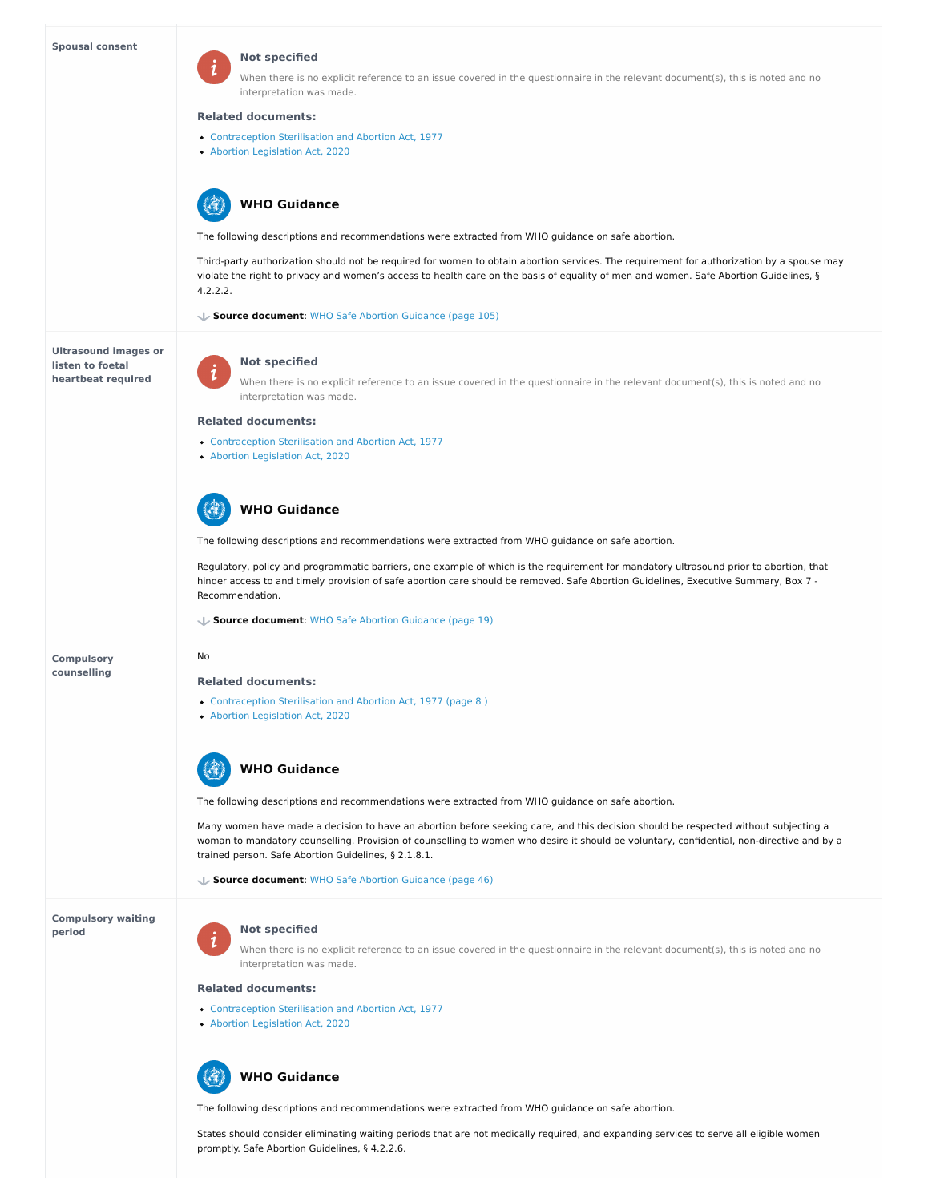### Spousal consent

**Not specified**

When there is no explicit reference to an issue covered in the questionnaire in the relevant document(s), this is noted and no interpretation was made.

**Related documents:**

- Contraception Sterilisation and Abortion Act, 1977
- Abortion Legislation Act, 2020

**WHO Guidance**

The following descriptions and recommendations were extracted from WHO guidance on safe abortion.

Third-party authorization should not be required for women to obtain abortion services. The requirement for authorization by a spouse may violate the right to privacy and women's access to health care on the basis of equality of men and women. Safe Abortion Guidelines, § 4.2.2.2.

**Source document**: WHO Safe Abortion Guidance (page 105)

### Ultrasound images or listen to foetal heartbeat required

**Not specified**

When there is no explicit reference to an issue covered in the questionnaire in the relevant document(s), this is noted and no interpretation was made.

**Related documents:**

- Contraception Sterilisation and Abortion Act, 1977
- Abortion Legislation Act, 2020

**WHO Guidance**

The following descriptions and recommendations were extracted from WHO guidance on safe abortion.

Regulatory, policy and programmatic barriers, one example of which is the requirement for mandatory ultrasound prior to abortion, that hinder access to and timely provision of safe abortion care should be removed. Safe Abortion Guidelines, Executive Summary, Box 7 - Recommendation.

**Source document**: WHO Safe Abortion Guidance (page 19)

### Compulsory counselling

No

**Related documents:**

- Contraception Sterilisation and Abortion Act, 1977 (page 8 )
- Abortion Legislation Act, 2020

**WHO Guidance**

The following descriptions and recommendations were extracted from WHO guidance on safe abortion.

Many women have made a decision to have an abortion before seeking care, and this decision should be respected without subjecting a woman to mandatory counselling. Provision of counselling to women who desire it should be voluntary, confidential, non-directive and by a trained person. Safe Abortion Guidelines, § 2.1.8.1.

**Source document**: WHO Safe Abortion Guidance (page 46)

### Compulsory waiting period

**Not specified**

When there is no explicit reference to an issue covered in the questionnaire in the relevant document(s), this is noted and no interpretation was made.

**Related documents:**

- Contraception Sterilisation and Abortion Act, 1977
- Abortion Legislation Act, 2020

**WHO Guidance**

The following descriptions and recommendations were extracted from WHO guidance on safe abortion.

States should consider eliminating waiting periods that are not medically required, and expanding services to serve all eligible women promptly. Safe Abortion Guidelines, § 4.2.2.6.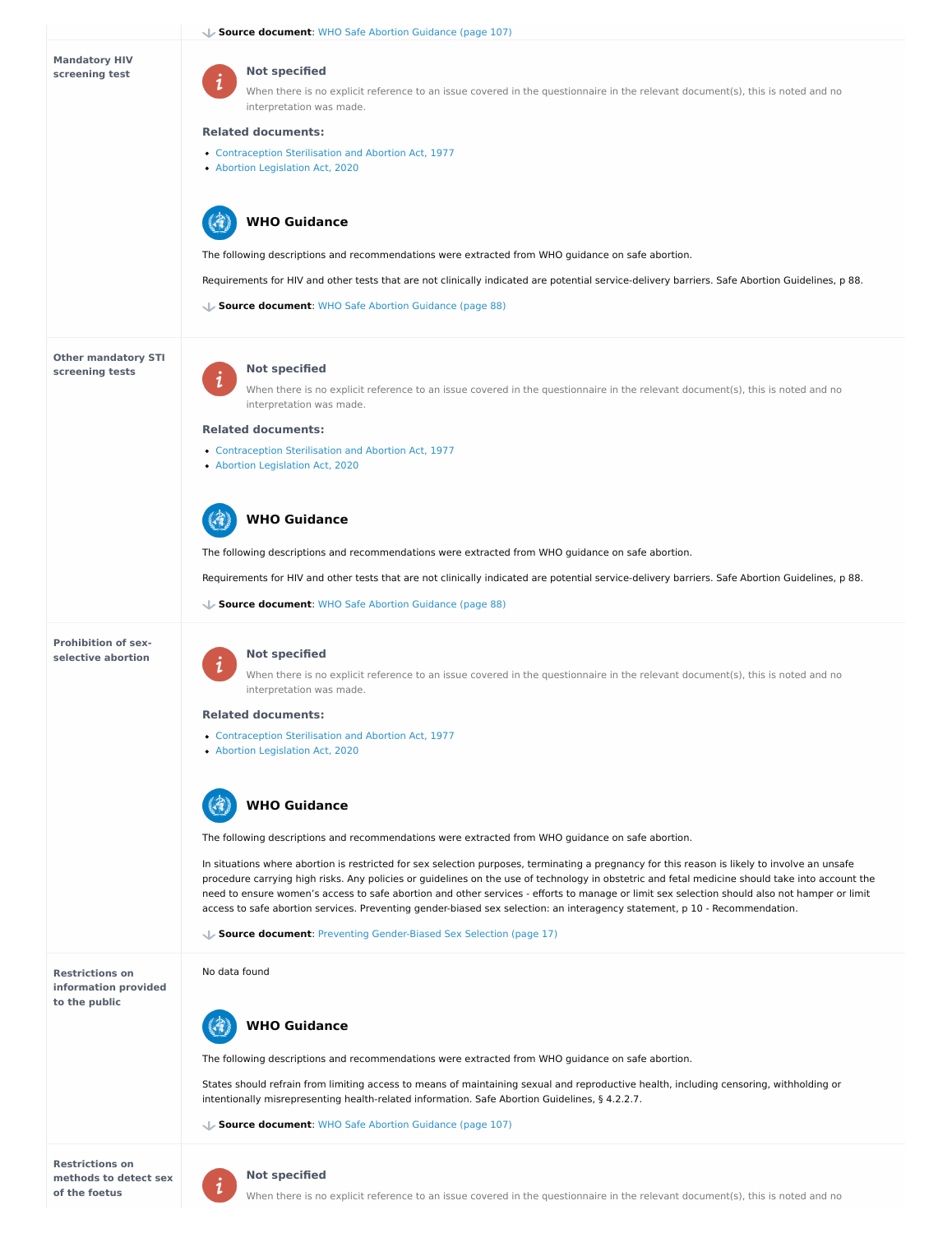**Source document**: WHO Safe Abortion Guidance (page 107)

| | |
|---|---|
| **Mandatory HIV screening test** | **Not specified**<br><br>When there is no explicit reference to an issue covered in the questionnaire in the relevant document(s), this is noted and no interpretation was made.<br><br>**Related documents:**<br><br>- Contraception Sterilisation and Abortion Act, 1977<br>- Abortion Legislation Act, 2020<br><br>**WHO Guidance**<br><br>The following descriptions and recommendations were extracted from WHO guidance on safe abortion.<br><br>Requirements for HIV and other tests that are not clinically indicated are potential service-delivery barriers. Safe Abortion Guidelines, p 88.<br><br>**Source document**: WHO Safe Abortion Guidance (page 88) |
| **Other mandatory STI screening tests** | **Not specified**<br><br>When there is no explicit reference to an issue covered in the questionnaire in the relevant document(s), this is noted and no interpretation was made.<br><br>**Related documents:**<br><br>- Contraception Sterilisation and Abortion Act, 1977<br>- Abortion Legislation Act, 2020<br><br>**WHO Guidance**<br><br>The following descriptions and recommendations were extracted from WHO guidance on safe abortion.<br><br>Requirements for HIV and other tests that are not clinically indicated are potential service-delivery barriers. Safe Abortion Guidelines, p 88.<br><br>**Source document**: WHO Safe Abortion Guidance (page 88) |
| **Prohibition of sex-selective abortion** | **Not specified**<br><br>When there is no explicit reference to an issue covered in the questionnaire in the relevant document(s), this is noted and no interpretation was made.<br><br>**Related documents:**<br><br>- Contraception Sterilisation and Abortion Act, 1977<br>- Abortion Legislation Act, 2020<br><br>**WHO Guidance**<br><br>The following descriptions and recommendations were extracted from WHO guidance on safe abortion.<br><br>In situations where abortion is restricted for sex selection purposes, terminating a pregnancy for this reason is likely to involve an unsafe procedure carrying high risks. Any policies or guidelines on the use of technology in obstetric and fetal medicine should take into account the need to ensure women's access to safe abortion and other services - efforts to manage or limit sex selection should also not hamper or limit access to safe abortion services. Preventing gender-biased sex selection: an interagency statement, p 10 - Recommendation.<br><br>**Source document**: Preventing Gender-Biased Sex Selection (page 17) |
| **Restrictions on information provided to the public** | No data found<br><br>**WHO Guidance**<br><br>The following descriptions and recommendations were extracted from WHO guidance on safe abortion.<br><br>States should refrain from limiting access to means of maintaining sexual and reproductive health, including censoring, withholding or intentionally misrepresenting health-related information. Safe Abortion Guidelines, § 4.2.2.7.<br><br>**Source document**: WHO Safe Abortion Guidance (page 107) |
| **Restrictions on methods to detect sex of the foetus** | **Not specified**<br><br>When there is no explicit reference to an issue covered in the questionnaire in the relevant document(s), this is noted and no |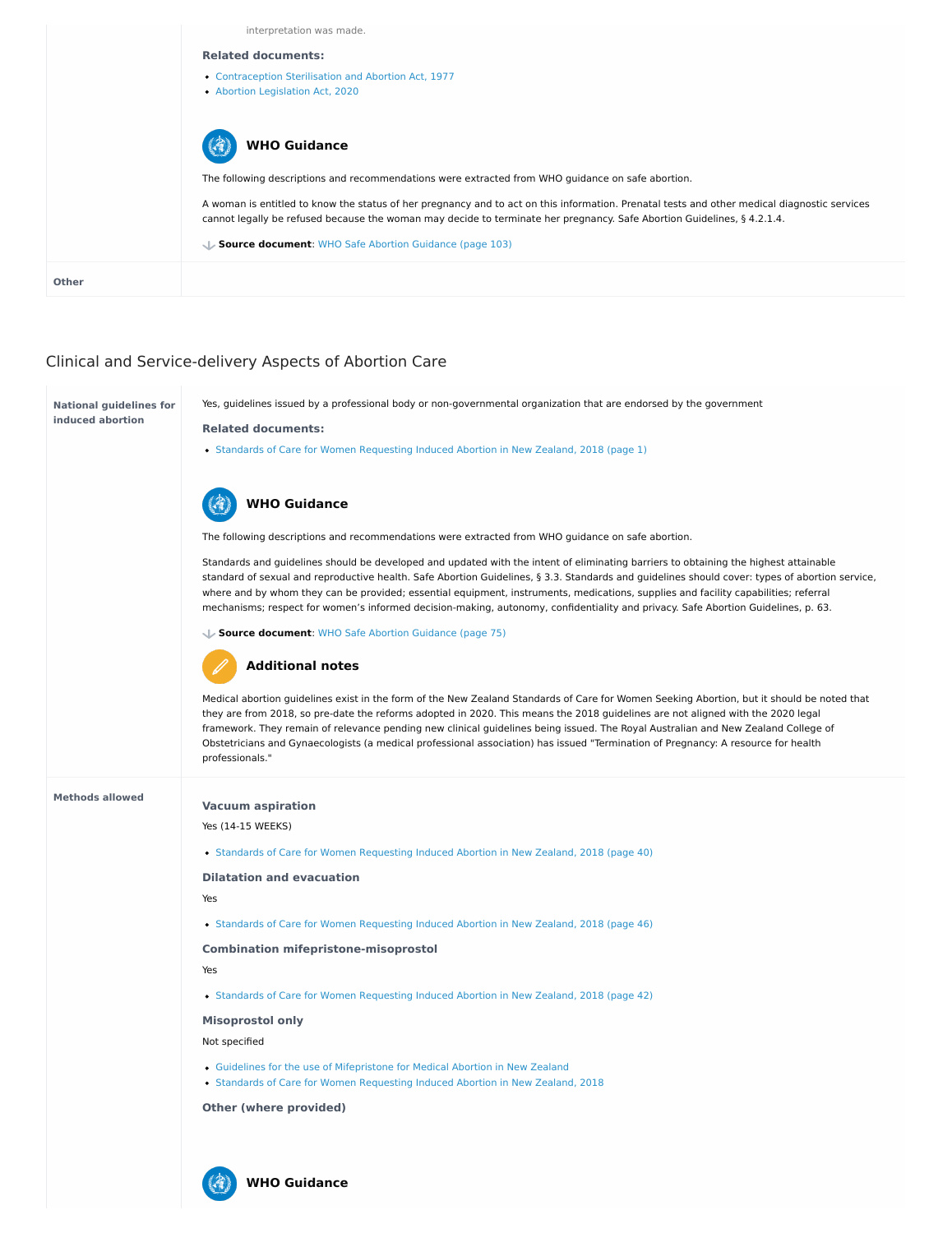interpretation was made.

**Related documents:**

- Contraception Sterilisation and Abortion Act, 1977
- Abortion Legislation Act, 2020

### WHO Guidance

The following descriptions and recommendations were extracted from WHO guidance on safe abortion.

A woman is entitled to know the status of her pregnancy and to act on this information. Prenatal tests and other medical diagnostic services cannot legally be refused because the woman may decide to terminate her pregnancy. Safe Abortion Guidelines, § 4.2.1.4.

**Source document**: WHO Safe Abortion Guidance (page 103)

**Other**

## Clinical and Service-delivery Aspects of Abortion Care

**National guidelines for induced abortion**

Yes, guidelines issued by a professional body or non-governmental organization that are endorsed by the government

**Related documents:**

- Standards of Care for Women Requesting Induced Abortion in New Zealand, 2018 (page 1)

### WHO Guidance

The following descriptions and recommendations were extracted from WHO guidance on safe abortion.

Standards and guidelines should be developed and updated with the intent of eliminating barriers to obtaining the highest attainable standard of sexual and reproductive health. Safe Abortion Guidelines, § 3.3. Standards and guidelines should cover: types of abortion service, where and by whom they can be provided; essential equipment, instruments, medications, supplies and facility capabilities; referral mechanisms; respect for women's informed decision-making, autonomy, confidentiality and privacy. Safe Abortion Guidelines, p. 63.

**Source document**: WHO Safe Abortion Guidance (page 75)

### Additional notes

Medical abortion guidelines exist in the form of the New Zealand Standards of Care for Women Seeking Abortion, but it should be noted that they are from 2018, so pre-date the reforms adopted in 2020. This means the 2018 guidelines are not aligned with the 2020 legal framework. They remain of relevance pending new clinical guidelines being issued. The Royal Australian and New Zealand College of Obstetricians and Gynaecologists (a medical professional association) has issued "Termination of Pregnancy: A resource for health professionals."

**Methods allowed**

**Vacuum aspiration**

Yes (14-15 WEEKS)

- Standards of Care for Women Requesting Induced Abortion in New Zealand, 2018 (page 40)

**Dilatation and evacuation**

Yes

- Standards of Care for Women Requesting Induced Abortion in New Zealand, 2018 (page 46)

**Combination mifepristone-misoprostol**

Yes

- Standards of Care for Women Requesting Induced Abortion in New Zealand, 2018 (page 42)

**Misoprostol only**

Not specified

- Guidelines for the use of Mifepristone for Medical Abortion in New Zealand
- Standards of Care for Women Requesting Induced Abortion in New Zealand, 2018

**Other (where provided)**

### WHO Guidance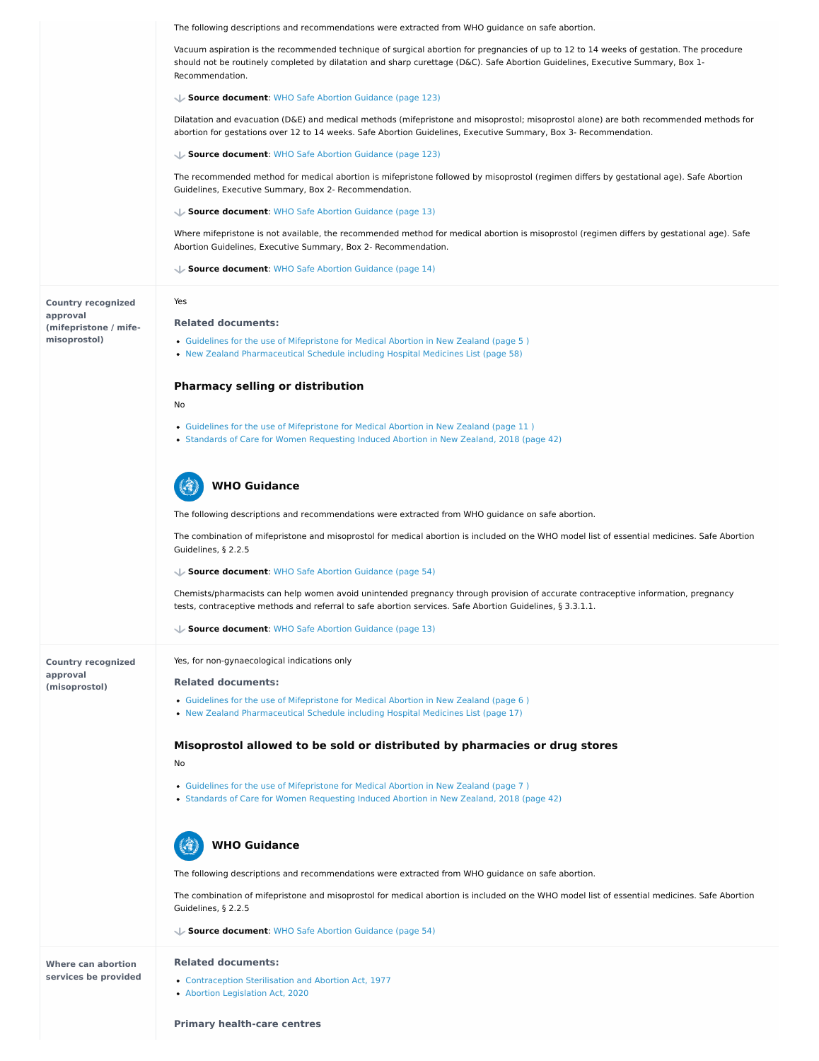The following descriptions and recommendations were extracted from WHO guidance on safe abortion.

Vacuum aspiration is the recommended technique of surgical abortion for pregnancies of up to 12 to 14 weeks of gestation. The procedure should not be routinely completed by dilatation and sharp curettage (D&C). Safe Abortion Guidelines, Executive Summary, Box 1- Recommendation.

**Source document**: WHO Safe Abortion Guidance (page 123)

Dilatation and evacuation (D&E) and medical methods (mifepristone and misoprostol; misoprostol alone) are both recommended methods for abortion for gestations over 12 to 14 weeks. Safe Abortion Guidelines, Executive Summary, Box 3- Recommendation.

**Source document**: WHO Safe Abortion Guidance (page 123)

The recommended method for medical abortion is mifepristone followed by misoprostol (regimen differs by gestational age). Safe Abortion Guidelines, Executive Summary, Box 2- Recommendation.

**Source document**: WHO Safe Abortion Guidance (page 13)

Where mifepristone is not available, the recommended method for medical abortion is misoprostol (regimen differs by gestational age). Safe Abortion Guidelines, Executive Summary, Box 2- Recommendation.

**Source document**: WHO Safe Abortion Guidance (page 14)

**Country recognized approval (mifepristone / mife-misoprostol)**

Yes

**Related documents:**

- Guidelines for the use of Mifepristone for Medical Abortion in New Zealand (page 5 )
- New Zealand Pharmaceutical Schedule including Hospital Medicines List (page 58)

### Pharmacy selling or distribution

No

- Guidelines for the use of Mifepristone for Medical Abortion in New Zealand (page 11 )
- Standards of Care for Women Requesting Induced Abortion in New Zealand, 2018 (page 42)

### WHO Guidance

The following descriptions and recommendations were extracted from WHO guidance on safe abortion.

The combination of mifepristone and misoprostol for medical abortion is included on the WHO model list of essential medicines. Safe Abortion Guidelines, § 2.2.5

**Source document**: WHO Safe Abortion Guidance (page 54)

Chemists/pharmacists can help women avoid unintended pregnancy through provision of accurate contraceptive information, pregnancy tests, contraceptive methods and referral to safe abortion services. Safe Abortion Guidelines, § 3.3.1.1.

**Source document**: WHO Safe Abortion Guidance (page 13)

**Country recognized approval (misoprostol)**

Yes, for non-gynaecological indications only

**Related documents:**

- Guidelines for the use of Mifepristone for Medical Abortion in New Zealand (page 6 )
- New Zealand Pharmaceutical Schedule including Hospital Medicines List (page 17)

### Misoprostol allowed to be sold or distributed by pharmacies or drug stores

No

- Guidelines for the use of Mifepristone for Medical Abortion in New Zealand (page 7 )
- Standards of Care for Women Requesting Induced Abortion in New Zealand, 2018 (page 42)

### WHO Guidance

The following descriptions and recommendations were extracted from WHO guidance on safe abortion.

The combination of mifepristone and misoprostol for medical abortion is included on the WHO model list of essential medicines. Safe Abortion Guidelines, § 2.2.5

**Source document**: WHO Safe Abortion Guidance (page 54)

**Where can abortion services be provided**

**Related documents:**

- Contraception Sterilisation and Abortion Act, 1977
- Abortion Legislation Act, 2020

**Primary health-care centres**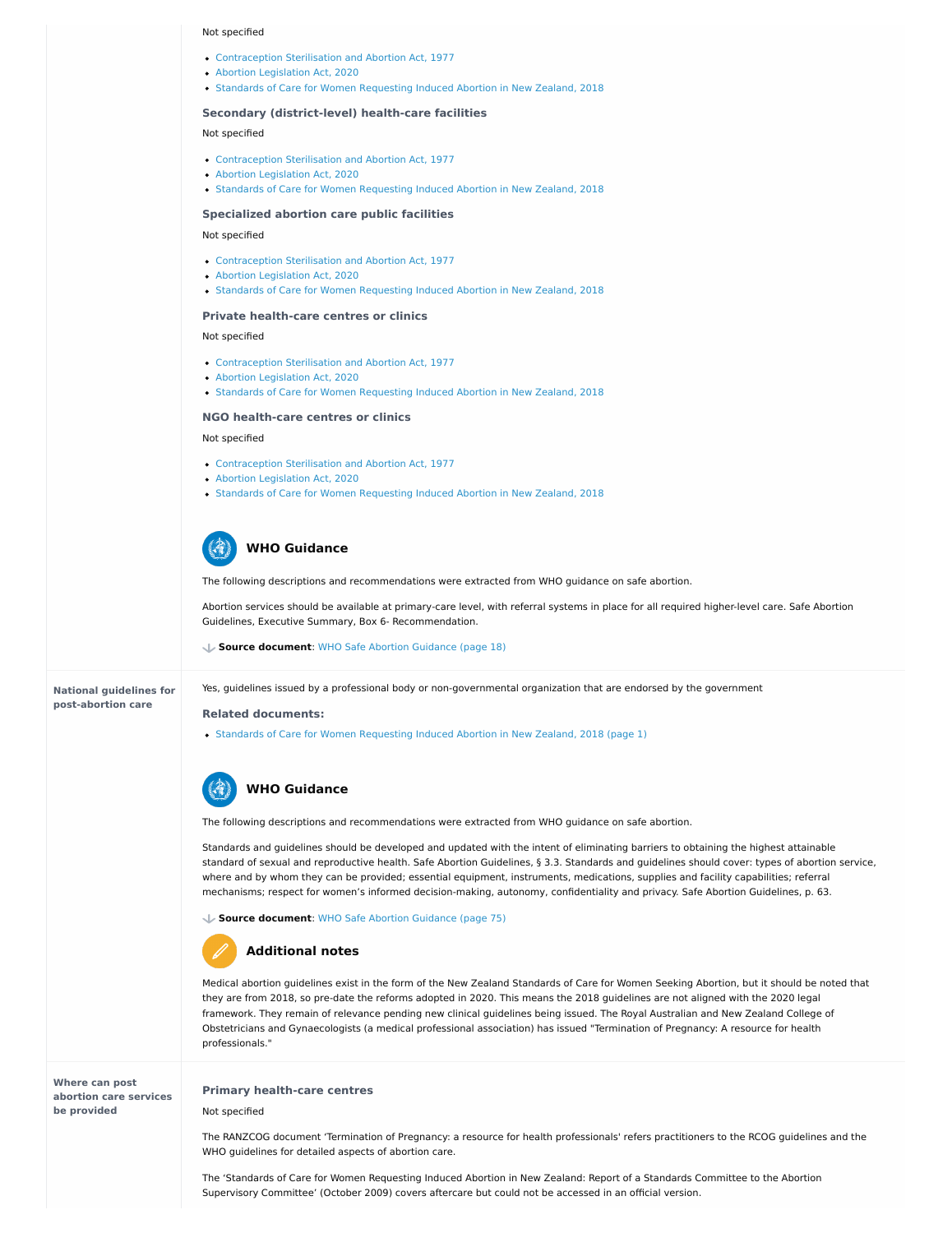Not specified

- Contraception Sterilisation and Abortion Act, 1977
- Abortion Legislation Act, 2020
- Standards of Care for Women Requesting Induced Abortion in New Zealand, 2018

### Secondary (district-level) health-care facilities

Not specified

- Contraception Sterilisation and Abortion Act, 1977
- Abortion Legislation Act, 2020
- Standards of Care for Women Requesting Induced Abortion in New Zealand, 2018

### Specialized abortion care public facilities

Not specified

- Contraception Sterilisation and Abortion Act, 1977
- Abortion Legislation Act, 2020
- Standards of Care for Women Requesting Induced Abortion in New Zealand, 2018

### Private health-care centres or clinics

Not specified

- Contraception Sterilisation and Abortion Act, 1977
- Abortion Legislation Act, 2020
- Standards of Care for Women Requesting Induced Abortion in New Zealand, 2018

### NGO health-care centres or clinics

Not specified

- Contraception Sterilisation and Abortion Act, 1977
- Abortion Legislation Act, 2020
- Standards of Care for Women Requesting Induced Abortion in New Zealand, 2018

## WHO Guidance

The following descriptions and recommendations were extracted from WHO guidance on safe abortion.

Abortion services should be available at primary-care level, with referral systems in place for all required higher-level care. Safe Abortion Guidelines, Executive Summary, Box 6- Recommendation.

**Source document**: WHO Safe Abortion Guidance (page 18)

## National guidelines for post-abortion care

Yes, guidelines issued by a professional body or non-governmental organization that are endorsed by the government

### Related documents:

- Standards of Care for Women Requesting Induced Abortion in New Zealand, 2018 (page 1)

## WHO Guidance

The following descriptions and recommendations were extracted from WHO guidance on safe abortion.

Standards and guidelines should be developed and updated with the intent of eliminating barriers to obtaining the highest attainable standard of sexual and reproductive health. Safe Abortion Guidelines, § 3.3. Standards and guidelines should cover: types of abortion service, where and by whom they can be provided; essential equipment, instruments, medications, supplies and facility capabilities; referral mechanisms; respect for women's informed decision-making, autonomy, confidentiality and privacy. Safe Abortion Guidelines, p. 63.

**Source document**: WHO Safe Abortion Guidance (page 75)

## Additional notes

Medical abortion guidelines exist in the form of the New Zealand Standards of Care for Women Seeking Abortion, but it should be noted that they are from 2018, so pre-date the reforms adopted in 2020. This means the 2018 guidelines are not aligned with the 2020 legal framework. They remain of relevance pending new clinical guidelines being issued. The Royal Australian and New Zealand College of Obstetricians and Gynaecologists (a medical professional association) has issued "Termination of Pregnancy: A resource for health professionals."

## Where can post abortion care services be provided

### Primary health-care centres

Not specified

The RANZCOG document 'Termination of Pregnancy: a resource for health professionals' refers practitioners to the RCOG guidelines and the WHO guidelines for detailed aspects of abortion care.

The 'Standards of Care for Women Requesting Induced Abortion in New Zealand: Report of a Standards Committee to the Abortion Supervisory Committee' (October 2009) covers aftercare but could not be accessed in an official version.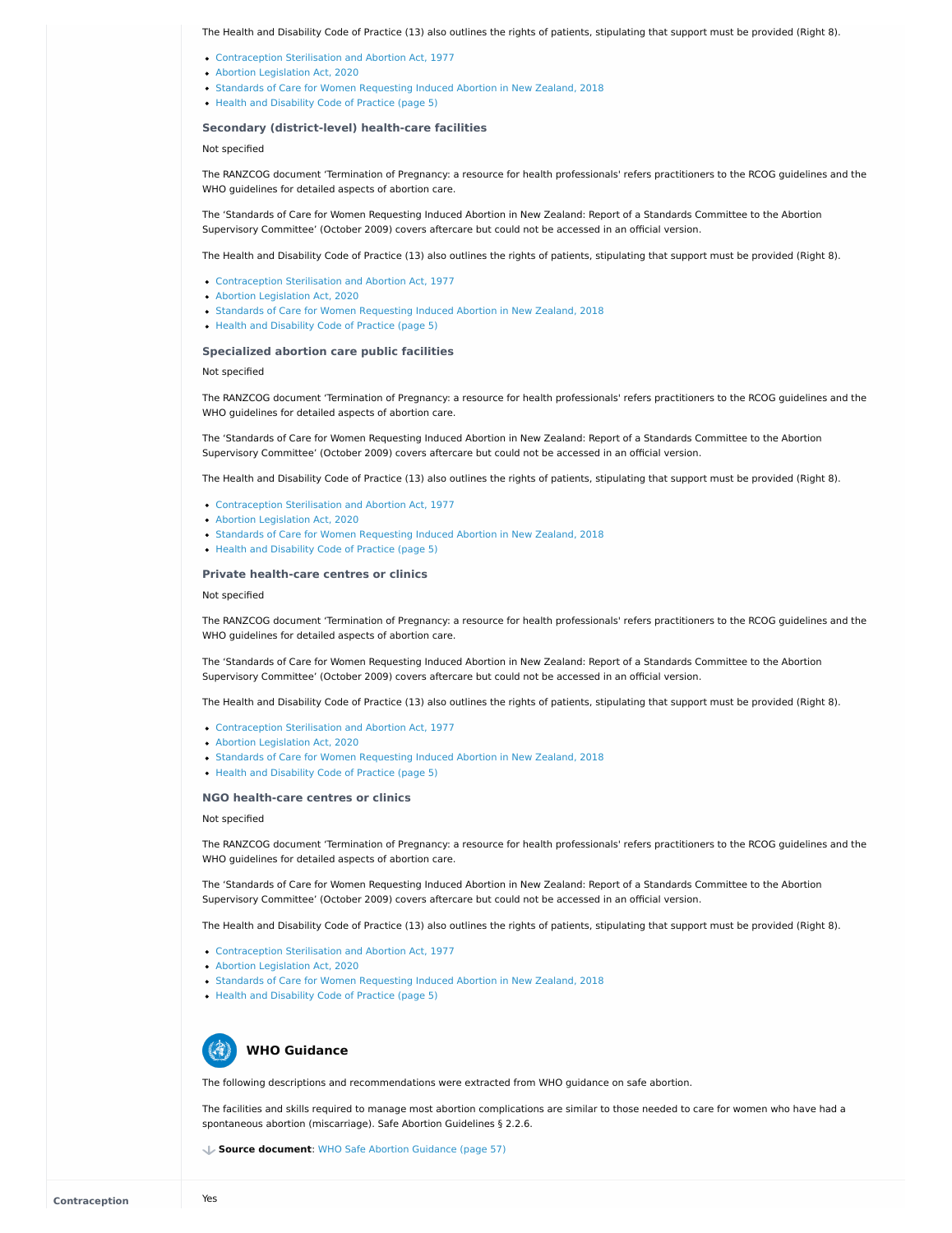The Health and Disability Code of Practice (13) also outlines the rights of patients, stipulating that support must be provided (Right 8).

- Contraception Sterilisation and Abortion Act, 1977
- Abortion Legislation Act, 2020
- Standards of Care for Women Requesting Induced Abortion in New Zealand, 2018
- Health and Disability Code of Practice (page 5)

### Secondary (district-level) health-care facilities

Not specified

The RANZCOG document 'Termination of Pregnancy: a resource for health professionals' refers practitioners to the RCOG guidelines and the WHO guidelines for detailed aspects of abortion care.

The 'Standards of Care for Women Requesting Induced Abortion in New Zealand: Report of a Standards Committee to the Abortion Supervisory Committee' (October 2009) covers aftercare but could not be accessed in an official version.

The Health and Disability Code of Practice (13) also outlines the rights of patients, stipulating that support must be provided (Right 8).

- Contraception Sterilisation and Abortion Act, 1977
- Abortion Legislation Act, 2020
- Standards of Care for Women Requesting Induced Abortion in New Zealand, 2018
- Health and Disability Code of Practice (page 5)

### Specialized abortion care public facilities

Not specified

The RANZCOG document 'Termination of Pregnancy: a resource for health professionals' refers practitioners to the RCOG guidelines and the WHO guidelines for detailed aspects of abortion care.

The 'Standards of Care for Women Requesting Induced Abortion in New Zealand: Report of a Standards Committee to the Abortion Supervisory Committee' (October 2009) covers aftercare but could not be accessed in an official version.

The Health and Disability Code of Practice (13) also outlines the rights of patients, stipulating that support must be provided (Right 8).

- Contraception Sterilisation and Abortion Act, 1977
- Abortion Legislation Act, 2020
- Standards of Care for Women Requesting Induced Abortion in New Zealand, 2018
- Health and Disability Code of Practice (page 5)

### Private health-care centres or clinics

Not specified

The RANZCOG document 'Termination of Pregnancy: a resource for health professionals' refers practitioners to the RCOG guidelines and the WHO guidelines for detailed aspects of abortion care.

The 'Standards of Care for Women Requesting Induced Abortion in New Zealand: Report of a Standards Committee to the Abortion Supervisory Committee' (October 2009) covers aftercare but could not be accessed in an official version.

The Health and Disability Code of Practice (13) also outlines the rights of patients, stipulating that support must be provided (Right 8).

- Contraception Sterilisation and Abortion Act, 1977
- Abortion Legislation Act, 2020
- Standards of Care for Women Requesting Induced Abortion in New Zealand, 2018
- Health and Disability Code of Practice (page 5)

### NGO health-care centres or clinics

Not specified

The RANZCOG document 'Termination of Pregnancy: a resource for health professionals' refers practitioners to the RCOG guidelines and the WHO guidelines for detailed aspects of abortion care.

The 'Standards of Care for Women Requesting Induced Abortion in New Zealand: Report of a Standards Committee to the Abortion Supervisory Committee' (October 2009) covers aftercare but could not be accessed in an official version.

The Health and Disability Code of Practice (13) also outlines the rights of patients, stipulating that support must be provided (Right 8).

- Contraception Sterilisation and Abortion Act, 1977
- Abortion Legislation Act, 2020
- Standards of Care for Women Requesting Induced Abortion in New Zealand, 2018
- Health and Disability Code of Practice (page 5)

## WHO Guidance

The following descriptions and recommendations were extracted from WHO guidance on safe abortion.

The facilities and skills required to manage most abortion complications are similar to those needed to care for women who have had a spontaneous abortion (miscarriage). Safe Abortion Guidelines § 2.2.6.

**Source document**: WHO Safe Abortion Guidance (page 57)

**Contraception**

Yes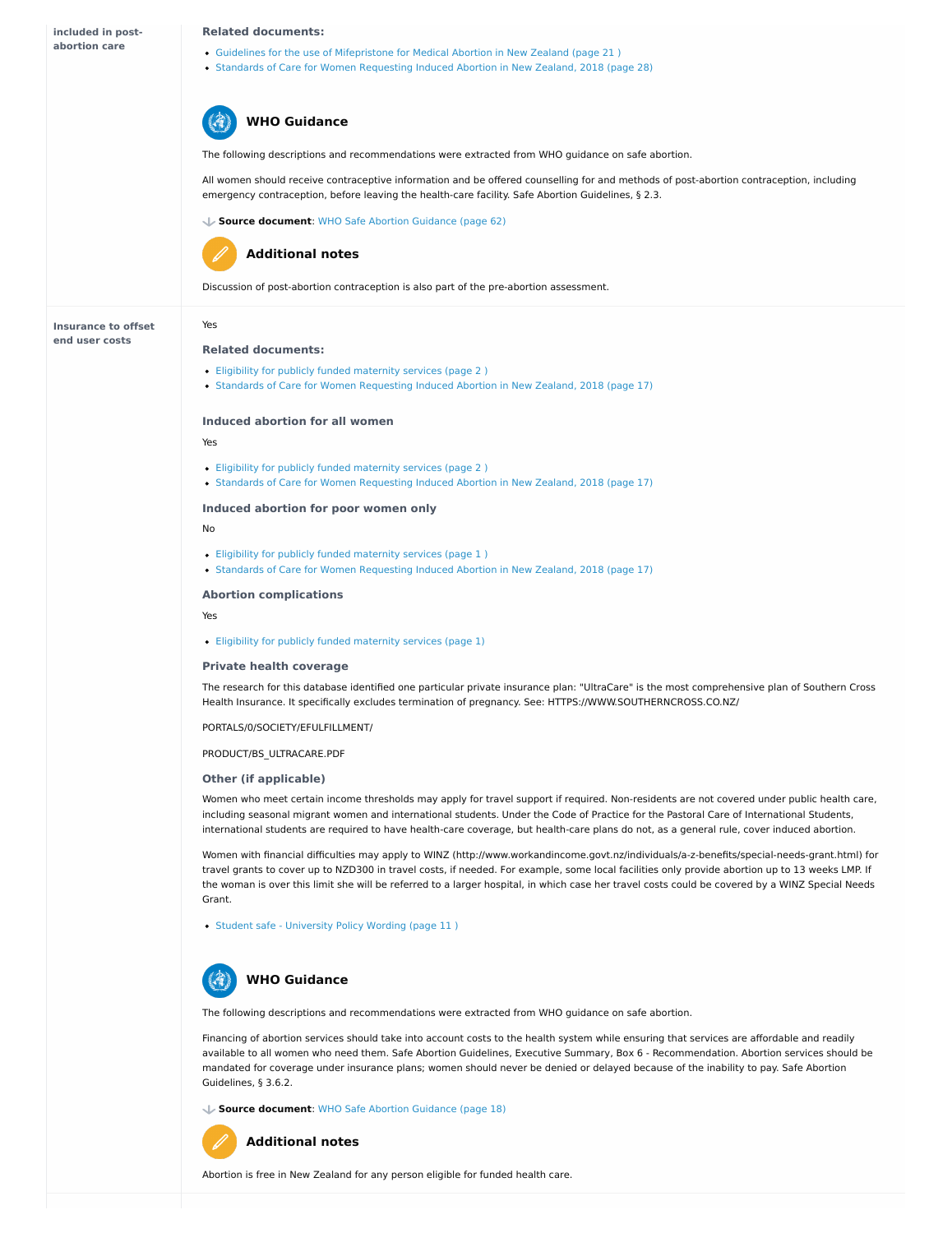**included in post-abortion care**

**Related documents:**

- Guidelines for the use of Mifepristone for Medical Abortion in New Zealand (page 21 )
- Standards of Care for Women Requesting Induced Abortion in New Zealand, 2018 (page 28)

### WHO Guidance

The following descriptions and recommendations were extracted from WHO guidance on safe abortion.

All women should receive contraceptive information and be offered counselling for and methods of post-abortion contraception, including emergency contraception, before leaving the health-care facility. Safe Abortion Guidelines, § 2.3.

**Source document**: WHO Safe Abortion Guidance (page 62)

### Additional notes

Discussion of post-abortion contraception is also part of the pre-abortion assessment.

---

**Insurance to offset end user costs**

Yes

**Related documents:**

- Eligibility for publicly funded maternity services (page 2 )
- Standards of Care for Women Requesting Induced Abortion in New Zealand, 2018 (page 17)

#### Induced abortion for all women

Yes

- Eligibility for publicly funded maternity services (page 2 )
- Standards of Care for Women Requesting Induced Abortion in New Zealand, 2018 (page 17)

#### Induced abortion for poor women only

No

- Eligibility for publicly funded maternity services (page 1 )
- Standards of Care for Women Requesting Induced Abortion in New Zealand, 2018 (page 17)

#### Abortion complications

Yes

- Eligibility for publicly funded maternity services (page 1)

#### Private health coverage

The research for this database identified one particular private insurance plan: "UltraCare" is the most comprehensive plan of Southern Cross Health Insurance. It specifically excludes termination of pregnancy. See: HTTPS://WWW.SOUTHERNCROSS.CO.NZ/

PORTALS/0/SOCIETY/EFULFILLMENT/

PRODUCT/BS_ULTRACARE.PDF

#### Other (if applicable)

Women who meet certain income thresholds may apply for travel support if required. Non-residents are not covered under public health care, including seasonal migrant women and international students. Under the Code of Practice for the Pastoral Care of International Students, international students are required to have health-care coverage, but health-care plans do not, as a general rule, cover induced abortion.

Women with financial difficulties may apply to WINZ (http://www.workandincome.govt.nz/individuals/a-z-benefits/special-needs-grant.html) for travel grants to cover up to NZD300 in travel costs, if needed. For example, some local facilities only provide abortion up to 13 weeks LMP. If the woman is over this limit she will be referred to a larger hospital, in which case her travel costs could be covered by a WINZ Special Needs Grant.

- Student safe - University Policy Wording (page 11 )

### WHO Guidance

The following descriptions and recommendations were extracted from WHO guidance on safe abortion.

Financing of abortion services should take into account costs to the health system while ensuring that services are affordable and readily available to all women who need them. Safe Abortion Guidelines, Executive Summary, Box 6 - Recommendation. Abortion services should be mandated for coverage under insurance plans; women should never be denied or delayed because of the inability to pay. Safe Abortion Guidelines, § 3.6.2.

**Source document**: WHO Safe Abortion Guidance (page 18)

### Additional notes

Abortion is free in New Zealand for any person eligible for funded health care.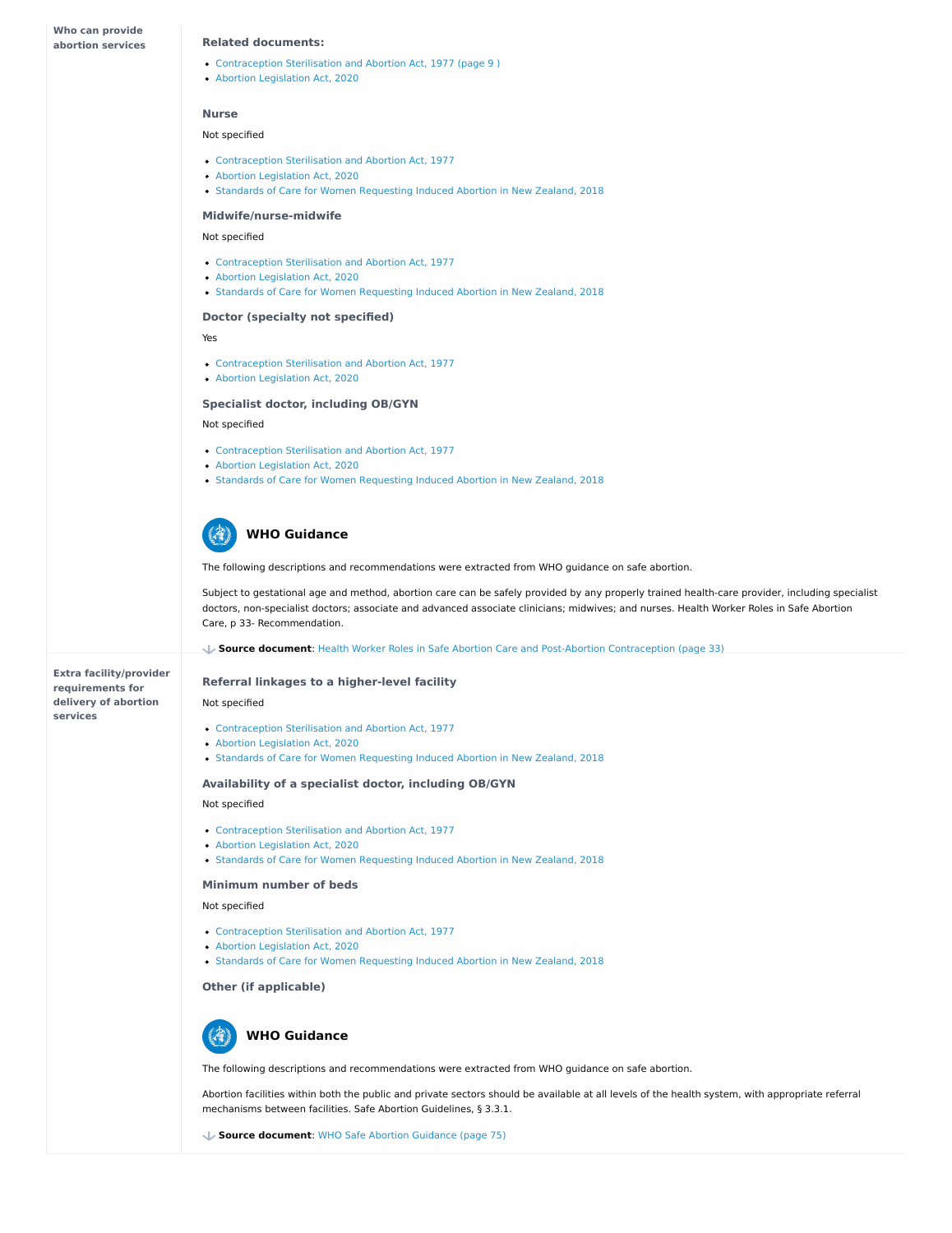**Who can provide abortion services**

**Related documents:**

- Contraception Sterilisation and Abortion Act, 1977 (page 9 )
- Abortion Legislation Act, 2020

### Nurse

Not specified

- Contraception Sterilisation and Abortion Act, 1977
- Abortion Legislation Act, 2020
- Standards of Care for Women Requesting Induced Abortion in New Zealand, 2018

### Midwife/nurse-midwife

Not specified

- Contraception Sterilisation and Abortion Act, 1977
- Abortion Legislation Act, 2020
- Standards of Care for Women Requesting Induced Abortion in New Zealand, 2018

### Doctor (specialty not specified)

Yes

- Contraception Sterilisation and Abortion Act, 1977
- Abortion Legislation Act, 2020

### Specialist doctor, including OB/GYN

Not specified

- Contraception Sterilisation and Abortion Act, 1977
- Abortion Legislation Act, 2020
- Standards of Care for Women Requesting Induced Abortion in New Zealand, 2018

### WHO Guidance

The following descriptions and recommendations were extracted from WHO guidance on safe abortion.

Subject to gestational age and method, abortion care can be safely provided by any properly trained health-care provider, including specialist doctors, non-specialist doctors; associate and advanced associate clinicians; midwives; and nurses. Health Worker Roles in Safe Abortion Care, p 33- Recommendation.

**Source document**: Health Worker Roles in Safe Abortion Care and Post-Abortion Contraception (page 33)

**Extra facility/provider requirements for delivery of abortion services**

### Referral linkages to a higher-level facility

Not specified

- Contraception Sterilisation and Abortion Act, 1977
- Abortion Legislation Act, 2020
- Standards of Care for Women Requesting Induced Abortion in New Zealand, 2018

### Availability of a specialist doctor, including OB/GYN

Not specified

- Contraception Sterilisation and Abortion Act, 1977
- Abortion Legislation Act, 2020
- Standards of Care for Women Requesting Induced Abortion in New Zealand, 2018

### Minimum number of beds

Not specified

- Contraception Sterilisation and Abortion Act, 1977
- Abortion Legislation Act, 2020
- Standards of Care for Women Requesting Induced Abortion in New Zealand, 2018

### Other (if applicable)

### WHO Guidance

The following descriptions and recommendations were extracted from WHO guidance on safe abortion.

Abortion facilities within both the public and private sectors should be available at all levels of the health system, with appropriate referral mechanisms between facilities. Safe Abortion Guidelines, § 3.3.1.

**Source document**: WHO Safe Abortion Guidance (page 75)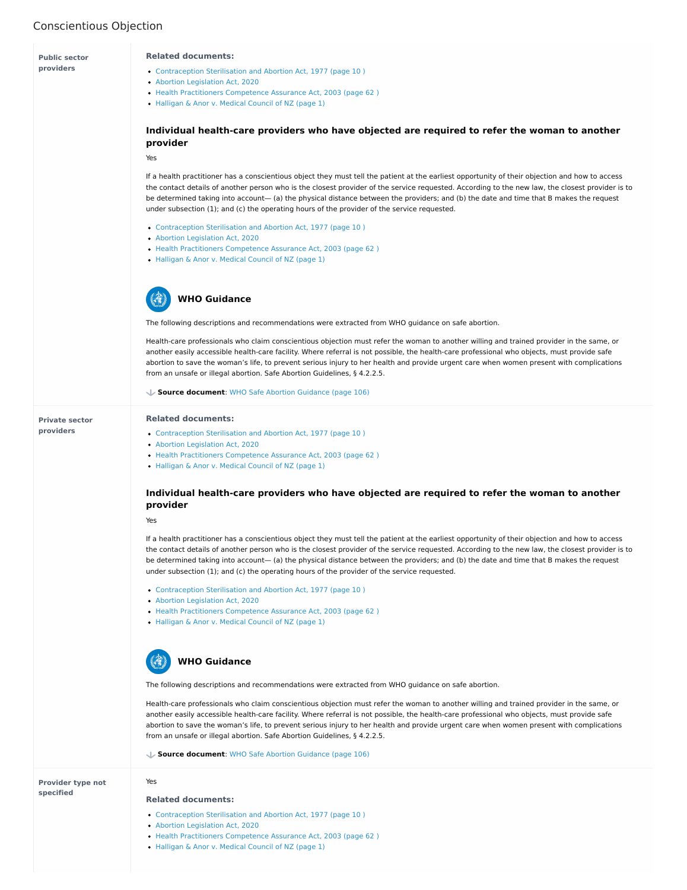## Conscientious Objection

### Public sector providers

**Related documents:**

- Contraception Sterilisation and Abortion Act, 1977 (page 10 )
- Abortion Legislation Act, 2020
- Health Practitioners Competence Assurance Act, 2003 (page 62 )
- Halligan & Anor v. Medical Council of NZ (page 1)

#### Individual health-care providers who have objected are required to refer the woman to another provider

Yes

If a health practitioner has a conscientious object they must tell the patient at the earliest opportunity of their objection and how to access the contact details of another person who is the closest provider of the service requested. According to the new law, the closest provider is to be determined taking into account— (a) the physical distance between the providers; and (b) the date and time that B makes the request under subsection (1); and (c) the operating hours of the provider of the service requested.

- Contraception Sterilisation and Abortion Act, 1977 (page 10 )
- Abortion Legislation Act, 2020
- Health Practitioners Competence Assurance Act, 2003 (page 62 )
- Halligan & Anor v. Medical Council of NZ (page 1)

#### WHO Guidance

The following descriptions and recommendations were extracted from WHO guidance on safe abortion.

Health-care professionals who claim conscientious objection must refer the woman to another willing and trained provider in the same, or another easily accessible health-care facility. Where referral is not possible, the health-care professional who objects, must provide safe abortion to save the woman's life, to prevent serious injury to her health and provide urgent care when women present with complications from an unsafe or illegal abortion. Safe Abortion Guidelines, § 4.2.2.5.

**Source document**: WHO Safe Abortion Guidance (page 106)

### Private sector providers

**Related documents:**

- Contraception Sterilisation and Abortion Act, 1977 (page 10 )
- Abortion Legislation Act, 2020
- Health Practitioners Competence Assurance Act, 2003 (page 62 )
- Halligan & Anor v. Medical Council of NZ (page 1)

#### Individual health-care providers who have objected are required to refer the woman to another provider

Yes

If a health practitioner has a conscientious object they must tell the patient at the earliest opportunity of their objection and how to access the contact details of another person who is the closest provider of the service requested. According to the new law, the closest provider is to be determined taking into account— (a) the physical distance between the providers; and (b) the date and time that B makes the request under subsection (1); and (c) the operating hours of the provider of the service requested.

- Contraception Sterilisation and Abortion Act, 1977 (page 10 )
- Abortion Legislation Act, 2020
- Health Practitioners Competence Assurance Act, 2003 (page 62 )
- Halligan & Anor v. Medical Council of NZ (page 1)

#### WHO Guidance

The following descriptions and recommendations were extracted from WHO guidance on safe abortion.

Health-care professionals who claim conscientious objection must refer the woman to another willing and trained provider in the same, or another easily accessible health-care facility. Where referral is not possible, the health-care professional who objects, must provide safe abortion to save the woman's life, to prevent serious injury to her health and provide urgent care when women present with complications from an unsafe or illegal abortion. Safe Abortion Guidelines, § 4.2.2.5.

**Source document**: WHO Safe Abortion Guidance (page 106)

### Provider type not specified

Yes

**Related documents:**

- Contraception Sterilisation and Abortion Act, 1977 (page 10 )
- Abortion Legislation Act, 2020
- Health Practitioners Competence Assurance Act, 2003 (page 62 )
- Halligan & Anor v. Medical Council of NZ (page 1)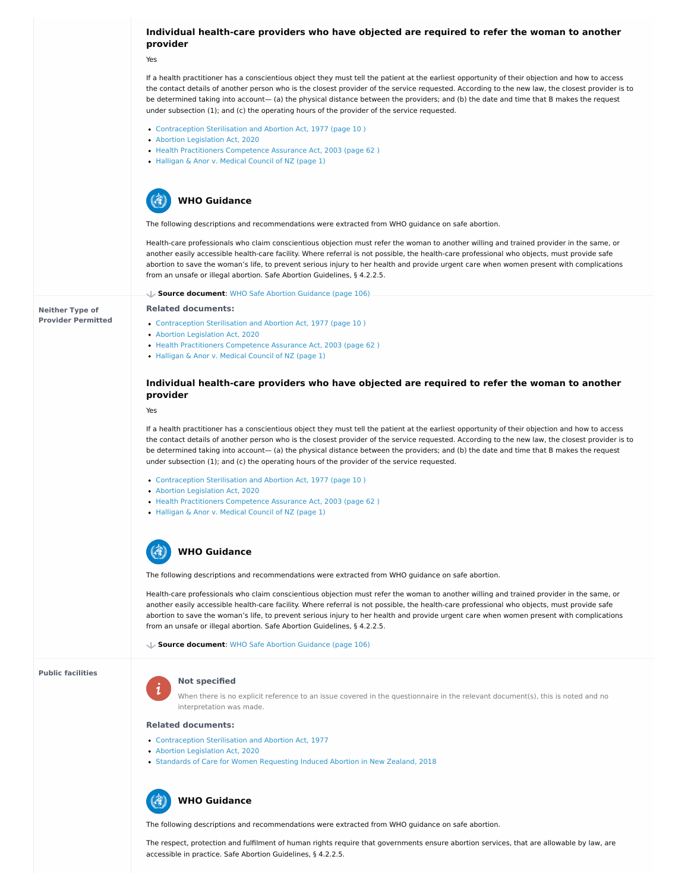#### Individual health-care providers who have objected are required to refer the woman to another provider

Yes

If a health practitioner has a conscientious object they must tell the patient at the earliest opportunity of their objection and how to access the contact details of another person who is the closest provider of the service requested. According to the new law, the closest provider is to be determined taking into account— (a) the physical distance between the providers; and (b) the date and time that B makes the request under subsection (1); and (c) the operating hours of the provider of the service requested.

- Contraception Sterilisation and Abortion Act, 1977 (page 10 )
- Abortion Legislation Act, 2020
- Health Practitioners Competence Assurance Act, 2003 (page 62 )
- Halligan & Anor v. Medical Council of NZ (page 1)

#### WHO Guidance

The following descriptions and recommendations were extracted from WHO guidance on safe abortion.

Health-care professionals who claim conscientious objection must refer the woman to another willing and trained provider in the same, or another easily accessible health-care facility. Where referral is not possible, the health-care professional who objects, must provide safe abortion to save the woman's life, to prevent serious injury to her health and provide urgent care when women present with complications from an unsafe or illegal abortion. Safe Abortion Guidelines, § 4.2.2.5.

**Source document**: WHO Safe Abortion Guidance (page 106)

**Neither Type of Provider Permitted**

**Related documents:**

- Contraception Sterilisation and Abortion Act, 1977 (page 10 )
- Abortion Legislation Act, 2020
- Health Practitioners Competence Assurance Act, 2003 (page 62 )
- Halligan & Anor v. Medical Council of NZ (page 1)

#### Individual health-care providers who have objected are required to refer the woman to another provider

Yes

If a health practitioner has a conscientious object they must tell the patient at the earliest opportunity of their objection and how to access the contact details of another person who is the closest provider of the service requested. According to the new law, the closest provider is to be determined taking into account— (a) the physical distance between the providers; and (b) the date and time that B makes the request under subsection (1); and (c) the operating hours of the provider of the service requested.

- Contraception Sterilisation and Abortion Act, 1977 (page 10 )
- Abortion Legislation Act, 2020
- Health Practitioners Competence Assurance Act, 2003 (page 62 )
- Halligan & Anor v. Medical Council of NZ (page 1)

#### WHO Guidance

The following descriptions and recommendations were extracted from WHO guidance on safe abortion.

Health-care professionals who claim conscientious objection must refer the woman to another willing and trained provider in the same, or another easily accessible health-care facility. Where referral is not possible, the health-care professional who objects, must provide safe abortion to save the woman's life, to prevent serious injury to her health and provide urgent care when women present with complications from an unsafe or illegal abortion. Safe Abortion Guidelines, § 4.2.2.5.

**Source document**: WHO Safe Abortion Guidance (page 106)

**Public facilities**

**Not specified**

When there is no explicit reference to an issue covered in the questionnaire in the relevant document(s), this is noted and no interpretation was made.

**Related documents:**

- Contraception Sterilisation and Abortion Act, 1977
- Abortion Legislation Act, 2020
- Standards of Care for Women Requesting Induced Abortion in New Zealand, 2018

#### WHO Guidance

The following descriptions and recommendations were extracted from WHO guidance on safe abortion.

The respect, protection and fulfilment of human rights require that governments ensure abortion services, that are allowable by law, are accessible in practice. Safe Abortion Guidelines, § 4.2.2.5.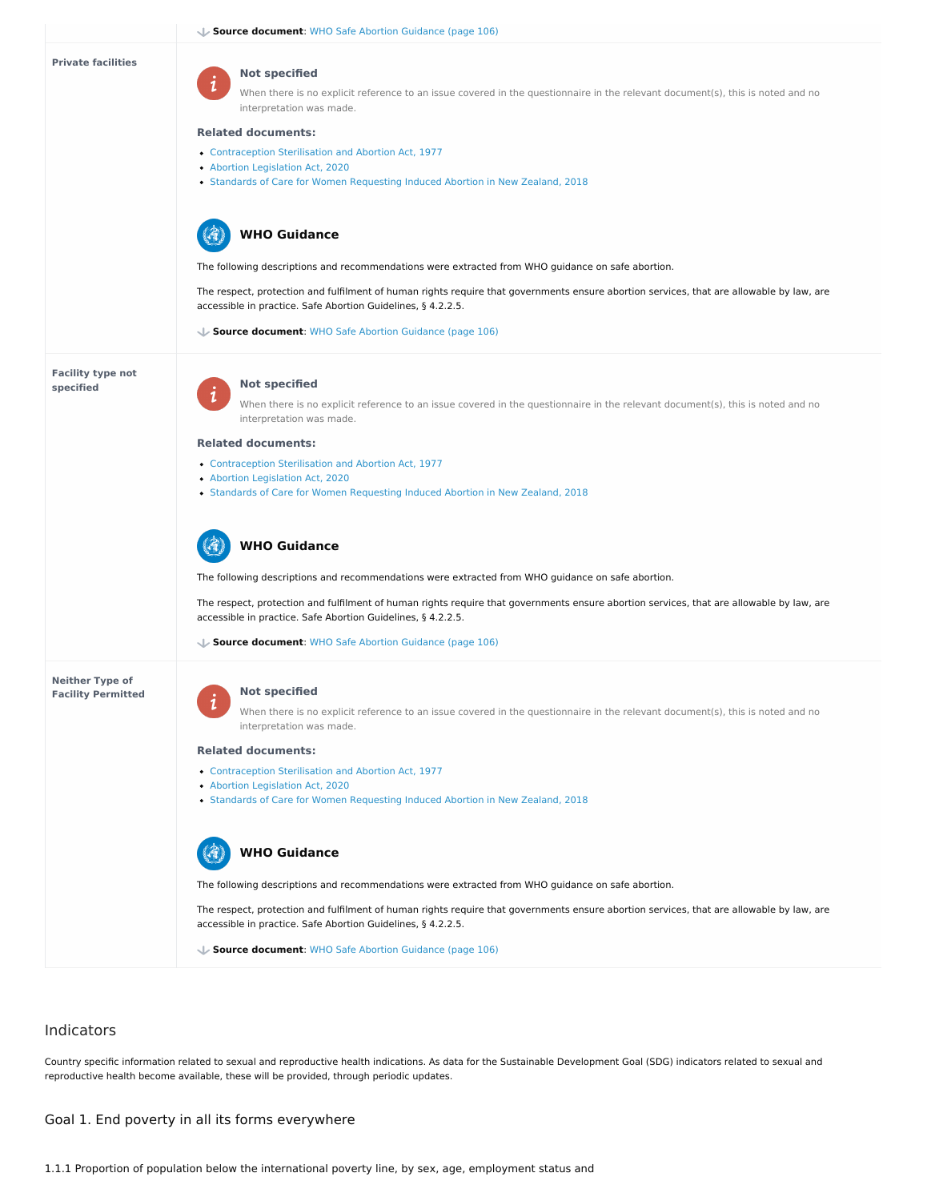**Source document**: WHO Safe Abortion Guidance (page 106)

| | |
|---|---|
| **Private facilities** | **Not specified**<br><br>When there is no explicit reference to an issue covered in the questionnaire in the relevant document(s), this is noted and no interpretation was made.<br><br>**Related documents:**<br><br>- Contraception Sterilisation and Abortion Act, 1977<br>- Abortion Legislation Act, 2020<br>- Standards of Care for Women Requesting Induced Abortion in New Zealand, 2018<br><br>**WHO Guidance**<br><br>The following descriptions and recommendations were extracted from WHO guidance on safe abortion.<br><br>The respect, protection and fulfilment of human rights require that governments ensure abortion services, that are allowable by law, are accessible in practice. Safe Abortion Guidelines, § 4.2.2.5.<br><br>**Source document**: WHO Safe Abortion Guidance (page 106) |
| **Facility type not specified** | **Not specified**<br><br>When there is no explicit reference to an issue covered in the questionnaire in the relevant document(s), this is noted and no interpretation was made.<br><br>**Related documents:**<br><br>- Contraception Sterilisation and Abortion Act, 1977<br>- Abortion Legislation Act, 2020<br>- Standards of Care for Women Requesting Induced Abortion in New Zealand, 2018<br><br>**WHO Guidance**<br><br>The following descriptions and recommendations were extracted from WHO guidance on safe abortion.<br><br>The respect, protection and fulfilment of human rights require that governments ensure abortion services, that are allowable by law, are accessible in practice. Safe Abortion Guidelines, § 4.2.2.5.<br><br>**Source document**: WHO Safe Abortion Guidance (page 106) |
| **Neither Type of Facility Permitted** | **Not specified**<br><br>When there is no explicit reference to an issue covered in the questionnaire in the relevant document(s), this is noted and no interpretation was made.<br><br>**Related documents:**<br><br>- Contraception Sterilisation and Abortion Act, 1977<br>- Abortion Legislation Act, 2020<br>- Standards of Care for Women Requesting Induced Abortion in New Zealand, 2018<br><br>**WHO Guidance**<br><br>The following descriptions and recommendations were extracted from WHO guidance on safe abortion.<br><br>The respect, protection and fulfilment of human rights require that governments ensure abortion services, that are allowable by law, are accessible in practice. Safe Abortion Guidelines, § 4.2.2.5.<br><br>**Source document**: WHO Safe Abortion Guidance (page 106) |

## Indicators

Country specific information related to sexual and reproductive health indications. As data for the Sustainable Development Goal (SDG) indicators related to sexual and reproductive health become available, these will be provided, through periodic updates.

### Goal 1. End poverty in all its forms everywhere

1.1.1 Proportion of population below the international poverty line, by sex, age, employment status and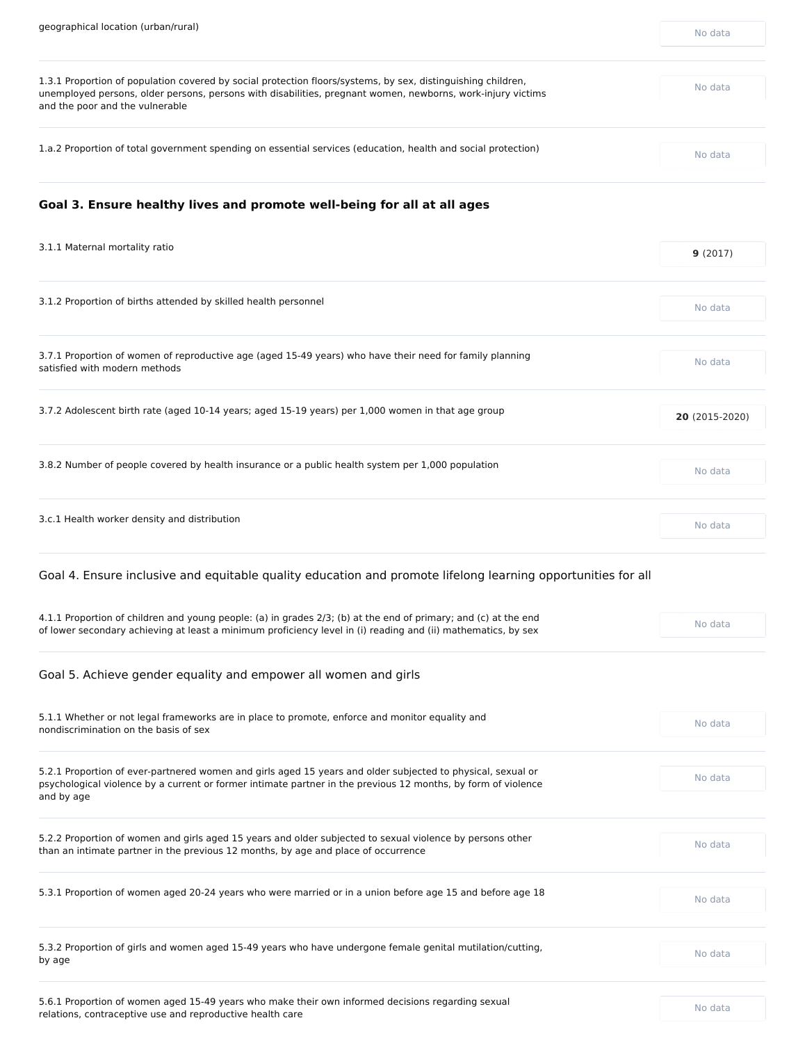| Indicator | Value |
| --- | --- |
| geographical location (urban/rural) | No data |
| 1.3.1 Proportion of population covered by social protection floors/systems, by sex, distinguishing children, unemployed persons, older persons, persons with disabilities, pregnant women, newborns, work-injury victims and the poor and the vulnerable | No data |
| 1.a.2 Proportion of total government spending on essential services (education, health and social protection) | No data |

### Goal 3. Ensure healthy lives and promote well-being for all at all ages

| Indicator | Value |
| --- | --- |
| 3.1.1 Maternal mortality ratio | **9** (2017) |
| 3.1.2 Proportion of births attended by skilled health personnel | No data |
| 3.7.1 Proportion of women of reproductive age (aged 15-49 years) who have their need for family planning satisfied with modern methods | No data |
| 3.7.2 Adolescent birth rate (aged 10-14 years; aged 15-19 years) per 1,000 women in that age group | **20** (2015-2020) |
| 3.8.2 Number of people covered by health insurance or a public health system per 1,000 population | No data |
| 3.c.1 Health worker density and distribution | No data |

### Goal 4. Ensure inclusive and equitable quality education and promote lifelong learning opportunities for all

| Indicator | Value |
| --- | --- |
| 4.1.1 Proportion of children and young people: (a) in grades 2/3; (b) at the end of primary; and (c) at the end of lower secondary achieving at least a minimum proficiency level in (i) reading and (ii) mathematics, by sex | No data |

### Goal 5. Achieve gender equality and empower all women and girls

| Indicator | Value |
| --- | --- |
| 5.1.1 Whether or not legal frameworks are in place to promote, enforce and monitor equality and nondiscrimination on the basis of sex | No data |
| 5.2.1 Proportion of ever-partnered women and girls aged 15 years and older subjected to physical, sexual or psychological violence by a current or former intimate partner in the previous 12 months, by form of violence and by age | No data |
| 5.2.2 Proportion of women and girls aged 15 years and older subjected to sexual violence by persons other than an intimate partner in the previous 12 months, by age and place of occurrence | No data |
| 5.3.1 Proportion of women aged 20-24 years who were married or in a union before age 15 and before age 18 | No data |
| 5.3.2 Proportion of girls and women aged 15-49 years who have undergone female genital mutilation/cutting, by age | No data |
| 5.6.1 Proportion of women aged 15-49 years who make their own informed decisions regarding sexual relations, contraceptive use and reproductive health care | No data |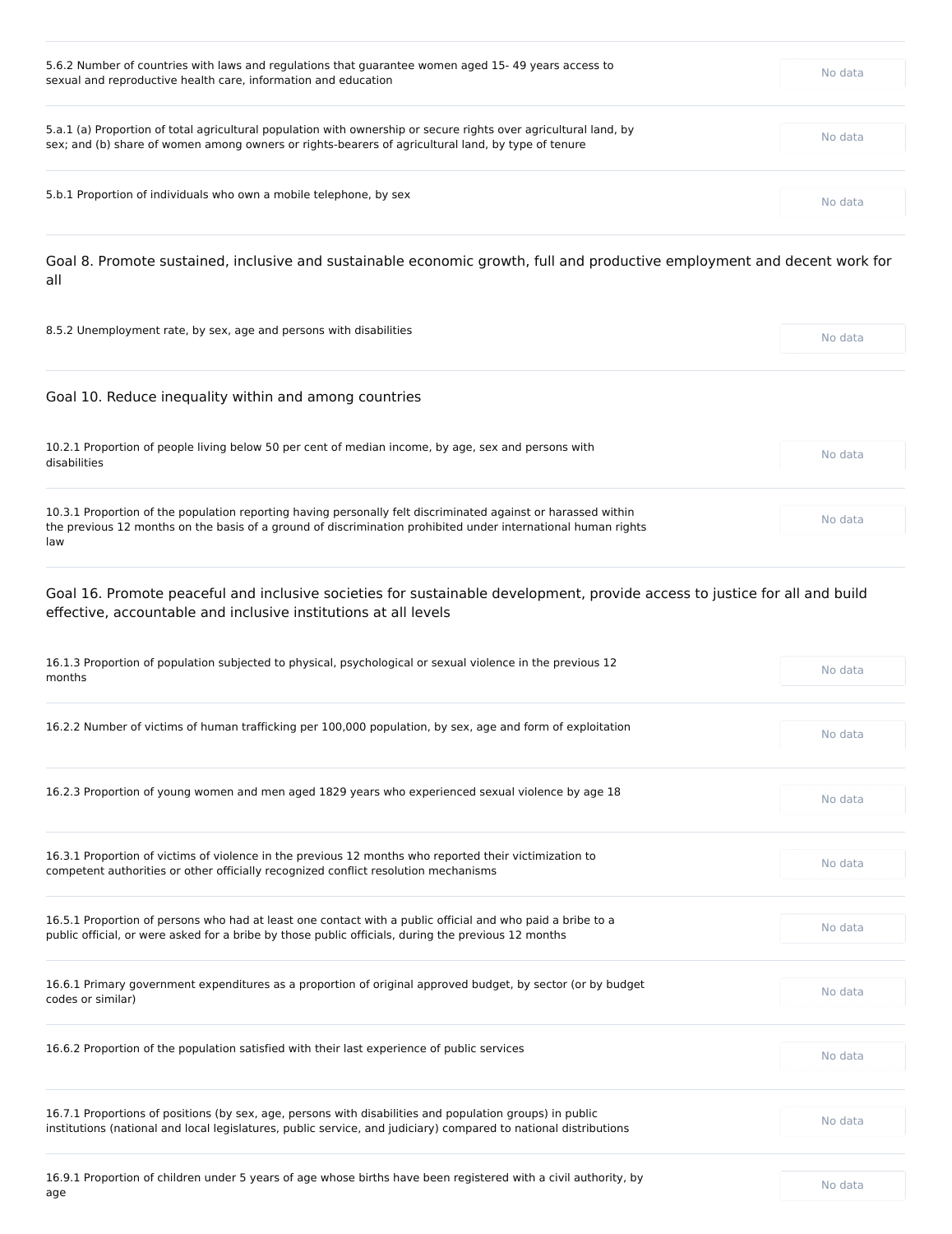5.6.2 Number of countries with laws and regulations that guarantee women aged 15- 49 years access to sexual and reproductive health care, information and education

No data

5.a.1 (a) Proportion of total agricultural population with ownership or secure rights over agricultural land, by sex; and (b) share of women among owners or rights-bearers of agricultural land, by type of tenure

No data

5.b.1 Proportion of individuals who own a mobile telephone, by sex

No data

## Goal 8. Promote sustained, inclusive and sustainable economic growth, full and productive employment and decent work for all

8.5.2 Unemployment rate, by sex, age and persons with disabilities

No data

## Goal 10. Reduce inequality within and among countries

10.2.1 Proportion of people living below 50 per cent of median income, by age, sex and persons with disabilities

No data

10.3.1 Proportion of the population reporting having personally felt discriminated against or harassed within the previous 12 months on the basis of a ground of discrimination prohibited under international human rights law

No data

## Goal 16. Promote peaceful and inclusive societies for sustainable development, provide access to justice for all and build effective, accountable and inclusive institutions at all levels

16.1.3 Proportion of population subjected to physical, psychological or sexual violence in the previous 12 months

No data

16.2.2 Number of victims of human trafficking per 100,000 population, by sex, age and form of exploitation

No data

16.2.3 Proportion of young women and men aged 1829 years who experienced sexual violence by age 18

No data

16.3.1 Proportion of victims of violence in the previous 12 months who reported their victimization to competent authorities or other officially recognized conflict resolution mechanisms

No data

16.5.1 Proportion of persons who had at least one contact with a public official and who paid a bribe to a public official, or were asked for a bribe by those public officials, during the previous 12 months

No data

16.6.1 Primary government expenditures as a proportion of original approved budget, by sector (or by budget codes or similar)

No data

16.6.2 Proportion of the population satisfied with their last experience of public services

No data

16.7.1 Proportions of positions (by sex, age, persons with disabilities and population groups) in public institutions (national and local legislatures, public service, and judiciary) compared to national distributions

No data

16.9.1 Proportion of children under 5 years of age whose births have been registered with a civil authority, by age

No data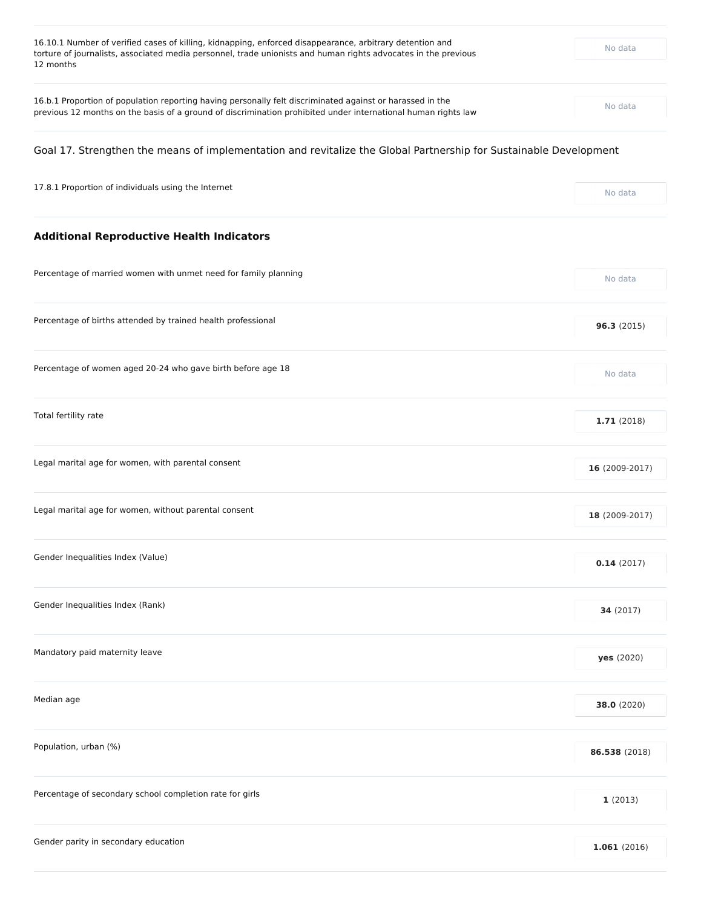| | |
|---|---|
| 16.10.1 Number of verified cases of killing, kidnapping, enforced disappearance, arbitrary detention and torture of journalists, associated media personnel, trade unionists and human rights advocates in the previous 12 months | No data |
| 16.b.1 Proportion of population reporting having personally felt discriminated against or harassed in the previous 12 months on the basis of a ground of discrimination prohibited under international human rights law | No data |

Goal 17. Strengthen the means of implementation and revitalize the Global Partnership for Sustainable Development

| | |
|---|---|
| 17.8.1 Proportion of individuals using the Internet | No data |

### Additional Reproductive Health Indicators

| | |
|---|---|
| Percentage of married women with unmet need for family planning | No data |
| Percentage of births attended by trained health professional | **96.3** (2015) |
| Percentage of women aged 20-24 who gave birth before age 18 | No data |
| Total fertility rate | **1.71** (2018) |
| Legal marital age for women, with parental consent | **16** (2009-2017) |
| Legal marital age for women, without parental consent | **18** (2009-2017) |
| Gender Inequalities Index (Value) | **0.14** (2017) |
| Gender Inequalities Index (Rank) | **34** (2017) |
| Mandatory paid maternity leave | **yes** (2020) |
| Median age | **38.0** (2020) |
| Population, urban (%) | **86.538** (2018) |
| Percentage of secondary school completion rate for girls | **1** (2013) |
| Gender parity in secondary education | **1.061** (2016) |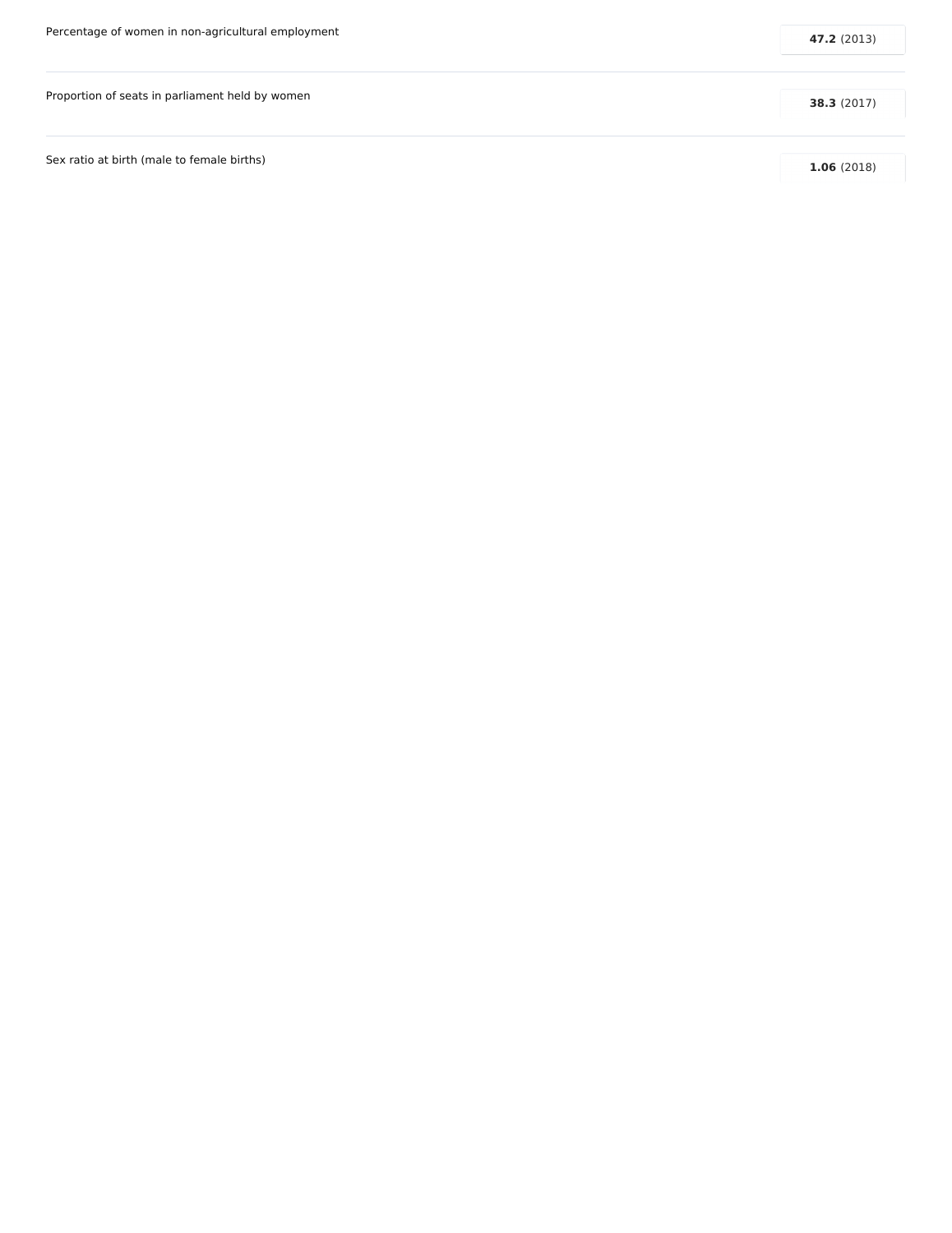| | |
|---|---|
| Percentage of women in non-agricultural employment | **47.2** (2013) |
| Proportion of seats in parliament held by women | **38.3** (2017) |
| Sex ratio at birth (male to female births) | **1.06** (2018) |